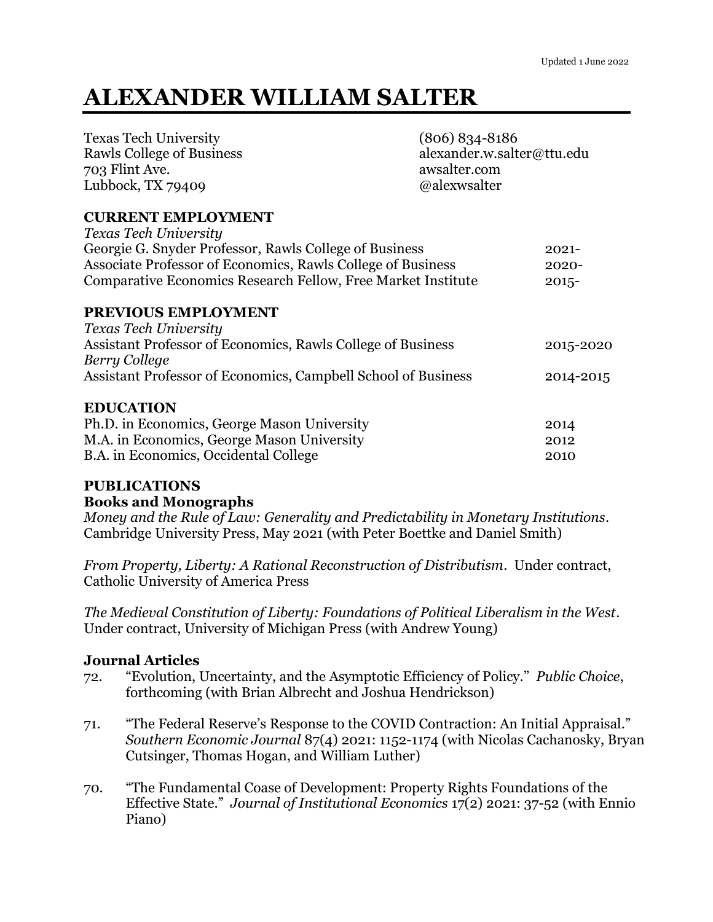Updated 1 June 2022

# ALEXANDER WILLIAM SALTER

Texas Tech University
Rawls College of Business
703 Flint Ave.
Lubbock, TX 79409

(806) 834-8186
alexander.w.salter@ttu.edu
awsalter.com
@alexwsalter

## CURRENT EMPLOYMENT

*Texas Tech University*

| | |
|---|---|
| Georgie G. Snyder Professor, Rawls College of Business | 2021- |
| Associate Professor of Economics, Rawls College of Business | 2020- |
| Comparative Economics Research Fellow, Free Market Institute | 2015- |

## PREVIOUS EMPLOYMENT

*Texas Tech University*
Assistant Professor of Economics, Rawls College of Business — 2015-2020

*Berry College*
Assistant Professor of Economics, Campbell School of Business — 2014-2015

## EDUCATION

| | |
|---|---|
| Ph.D. in Economics, George Mason University | 2014 |
| M.A. in Economics, George Mason University | 2012 |
| B.A. in Economics, Occidental College | 2010 |

## PUBLICATIONS

### Books and Monographs

*Money and the Rule of Law: Generality and Predictability in Monetary Institutions*. Cambridge University Press, May 2021 (with Peter Boettke and Daniel Smith)

*From Property, Liberty: A Rational Reconstruction of Distributism*. Under contract, Catholic University of America Press

*The Medieval Constitution of Liberty: Foundations of Political Liberalism in the West*. Under contract, University of Michigan Press (with Andrew Young)

### Journal Articles

72. "Evolution, Uncertainty, and the Asymptotic Efficiency of Policy." *Public Choice*, forthcoming (with Brian Albrecht and Joshua Hendrickson)

71. "The Federal Reserve's Response to the COVID Contraction: An Initial Appraisal." *Southern Economic Journal* 87(4) 2021: 1152-1174 (with Nicolas Cachanosky, Bryan Cutsinger, Thomas Hogan, and William Luther)

70. "The Fundamental Coase of Development: Property Rights Foundations of the Effective State." *Journal of Institutional Economics* 17(2) 2021: 37-52 (with Ennio Piano)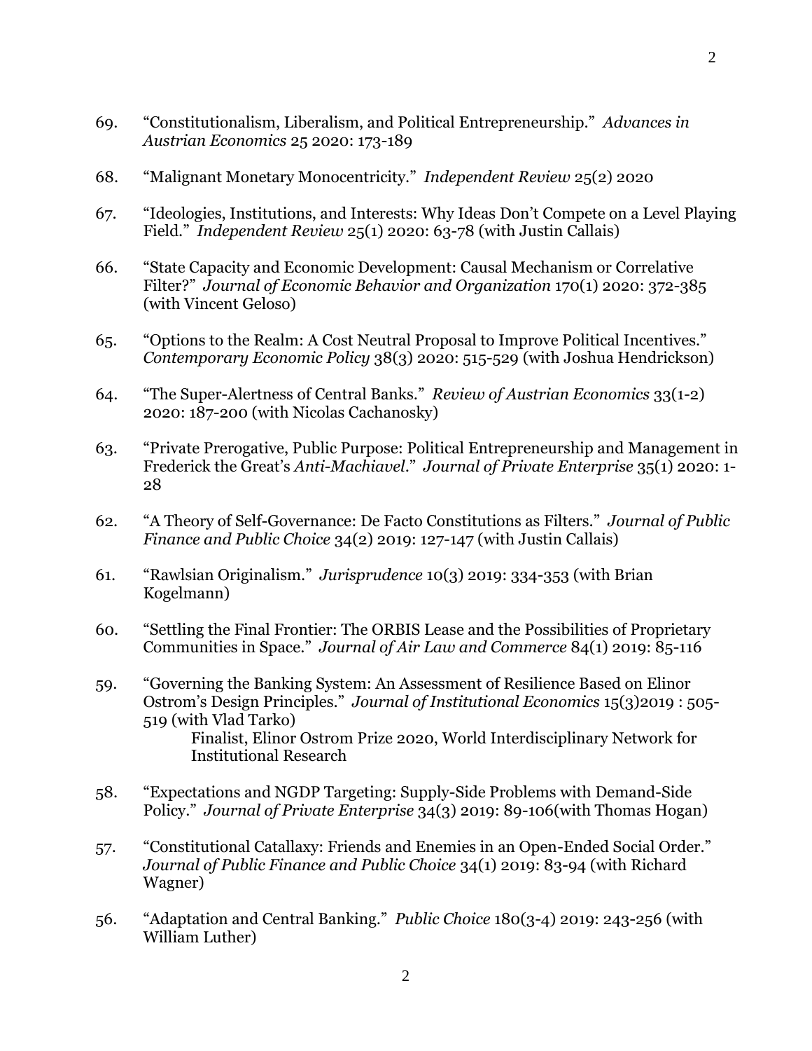69. "Constitutionalism, Liberalism, and Political Entrepreneurship." *Advances in Austrian Economics* 25 2020: 173-189

68. "Malignant Monetary Monocentricity." *Independent Review* 25(2) 2020

67. "Ideologies, Institutions, and Interests: Why Ideas Don't Compete on a Level Playing Field." *Independent Review* 25(1) 2020: 63-78 (with Justin Callais)

66. "State Capacity and Economic Development: Causal Mechanism or Correlative Filter?" *Journal of Economic Behavior and Organization* 170(1) 2020: 372-385 (with Vincent Geloso)

65. "Options to the Realm: A Cost Neutral Proposal to Improve Political Incentives." *Contemporary Economic Policy* 38(3) 2020: 515-529 (with Joshua Hendrickson)

64. "The Super-Alertness of Central Banks." *Review of Austrian Economics* 33(1-2) 2020: 187-200 (with Nicolas Cachanosky)

63. "Private Prerogative, Public Purpose: Political Entrepreneurship and Management in Frederick the Great's *Anti-Machiavel*." *Journal of Private Enterprise* 35(1) 2020: 1-28

62. "A Theory of Self-Governance: De Facto Constitutions as Filters." *Journal of Public Finance and Public Choice* 34(2) 2019: 127-147 (with Justin Callais)

61. "Rawlsian Originalism." *Jurisprudence* 10(3) 2019: 334-353 (with Brian Kogelmann)

60. "Settling the Final Frontier: The ORBIS Lease and the Possibilities of Proprietary Communities in Space." *Journal of Air Law and Commerce* 84(1) 2019: 85-116

59. "Governing the Banking System: An Assessment of Resilience Based on Elinor Ostrom's Design Principles." *Journal of Institutional Economics* 15(3)2019 : 505-519 (with Vlad Tarko)
    Finalist, Elinor Ostrom Prize 2020, World Interdisciplinary Network for Institutional Research

58. "Expectations and NGDP Targeting: Supply-Side Problems with Demand-Side Policy." *Journal of Private Enterprise* 34(3) 2019: 89-106(with Thomas Hogan)

57. "Constitutional Catallaxy: Friends and Enemies in an Open-Ended Social Order." *Journal of Public Finance and Public Choice* 34(1) 2019: 83-94 (with Richard Wagner)

56. "Adaptation and Central Banking." *Public Choice* 180(3-4) 2019: 243-256 (with William Luther)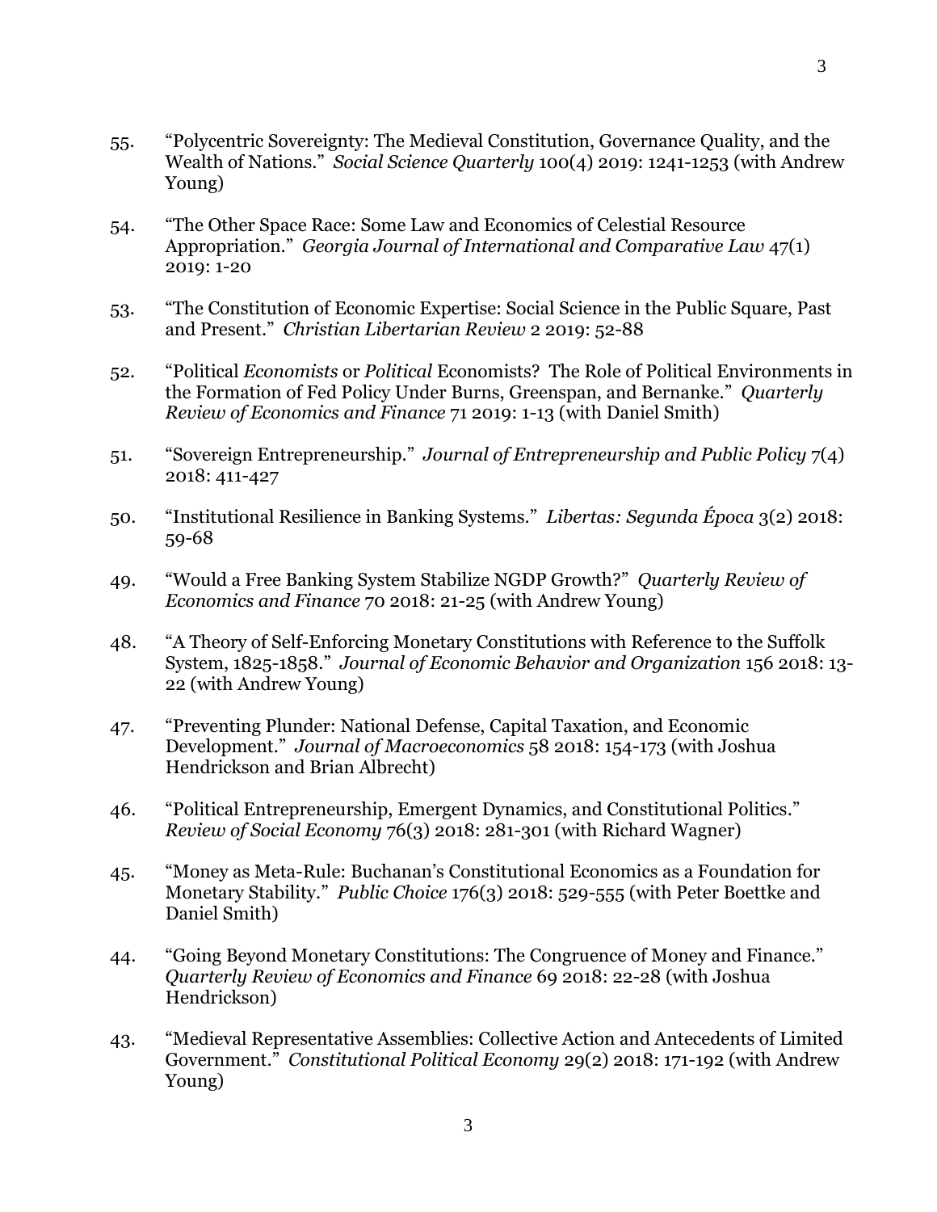55. "Polycentric Sovereignty: The Medieval Constitution, Governance Quality, and the Wealth of Nations." *Social Science Quarterly* 100(4) 2019: 1241-1253 (with Andrew Young)

54. "The Other Space Race: Some Law and Economics of Celestial Resource Appropriation." *Georgia Journal of International and Comparative Law* 47(1) 2019: 1-20

53. "The Constitution of Economic Expertise: Social Science in the Public Square, Past and Present." *Christian Libertarian Review* 2 2019: 52-88

52. "Political *Economists* or *Political* Economists? The Role of Political Environments in the Formation of Fed Policy Under Burns, Greenspan, and Bernanke." *Quarterly Review of Economics and Finance* 71 2019: 1-13 (with Daniel Smith)

51. "Sovereign Entrepreneurship." *Journal of Entrepreneurship and Public Policy* 7(4) 2018: 411-427

50. "Institutional Resilience in Banking Systems." *Libertas: Segunda Época* 3(2) 2018: 59-68

49. "Would a Free Banking System Stabilize NGDP Growth?" *Quarterly Review of Economics and Finance* 70 2018: 21-25 (with Andrew Young)

48. "A Theory of Self-Enforcing Monetary Constitutions with Reference to the Suffolk System, 1825-1858." *Journal of Economic Behavior and Organization* 156 2018: 13-22 (with Andrew Young)

47. "Preventing Plunder: National Defense, Capital Taxation, and Economic Development." *Journal of Macroeconomics* 58 2018: 154-173 (with Joshua Hendrickson and Brian Albrecht)

46. "Political Entrepreneurship, Emergent Dynamics, and Constitutional Politics." *Review of Social Economy* 76(3) 2018: 281-301 (with Richard Wagner)

45. "Money as Meta-Rule: Buchanan's Constitutional Economics as a Foundation for Monetary Stability." *Public Choice* 176(3) 2018: 529-555 (with Peter Boettke and Daniel Smith)

44. "Going Beyond Monetary Constitutions: The Congruence of Money and Finance." *Quarterly Review of Economics and Finance* 69 2018: 22-28 (with Joshua Hendrickson)

43. "Medieval Representative Assemblies: Collective Action and Antecedents of Limited Government." *Constitutional Political Economy* 29(2) 2018: 171-192 (with Andrew Young)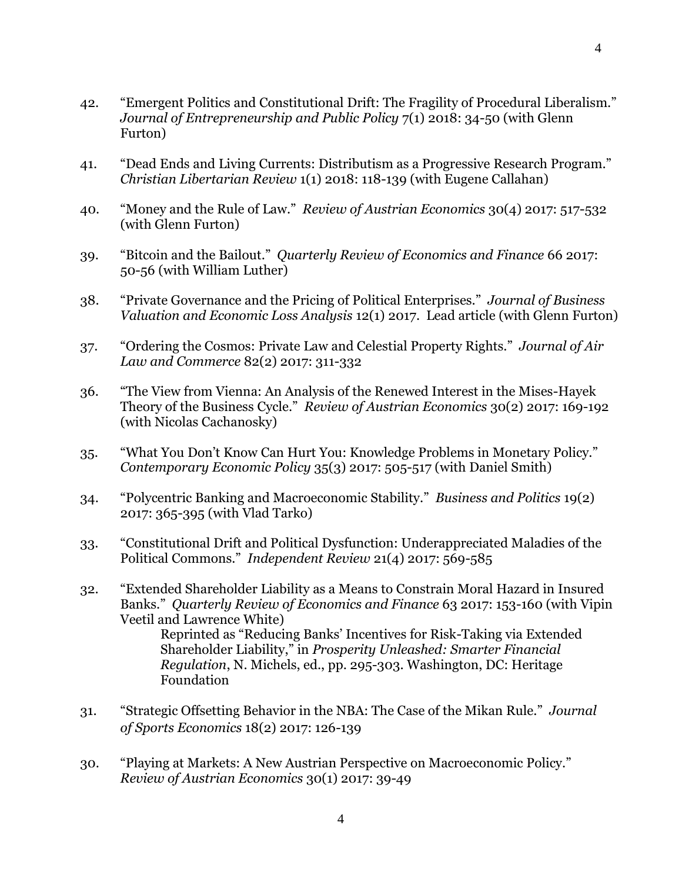42. "Emergent Politics and Constitutional Drift: The Fragility of Procedural Liberalism." *Journal of Entrepreneurship and Public Policy* 7(1) 2018: 34-50 (with Glenn Furton)

41. "Dead Ends and Living Currents: Distributism as a Progressive Research Program." *Christian Libertarian Review* 1(1) 2018: 118-139 (with Eugene Callahan)

40. "Money and the Rule of Law." *Review of Austrian Economics* 30(4) 2017: 517-532 (with Glenn Furton)

39. "Bitcoin and the Bailout." *Quarterly Review of Economics and Finance* 66 2017: 50-56 (with William Luther)

38. "Private Governance and the Pricing of Political Enterprises." *Journal of Business Valuation and Economic Loss Analysis* 12(1) 2017. Lead article (with Glenn Furton)

37. "Ordering the Cosmos: Private Law and Celestial Property Rights." *Journal of Air Law and Commerce* 82(2) 2017: 311-332

36. "The View from Vienna: An Analysis of the Renewed Interest in the Mises-Hayek Theory of the Business Cycle." *Review of Austrian Economics* 30(2) 2017: 169-192 (with Nicolas Cachanosky)

35. "What You Don't Know Can Hurt You: Knowledge Problems in Monetary Policy." *Contemporary Economic Policy* 35(3) 2017: 505-517 (with Daniel Smith)

34. "Polycentric Banking and Macroeconomic Stability." *Business and Politics* 19(2) 2017: 365-395 (with Vlad Tarko)

33. "Constitutional Drift and Political Dysfunction: Underappreciated Maladies of the Political Commons." *Independent Review* 21(4) 2017: 569-585

32. "Extended Shareholder Liability as a Means to Constrain Moral Hazard in Insured Banks." *Quarterly Review of Economics and Finance* 63 2017: 153-160 (with Vipin Veetil and Lawrence White)
    Reprinted as "Reducing Banks' Incentives for Risk-Taking via Extended Shareholder Liability," in *Prosperity Unleashed: Smarter Financial Regulation*, N. Michels, ed., pp. 295-303. Washington, DC: Heritage Foundation

31. "Strategic Offsetting Behavior in the NBA: The Case of the Mikan Rule." *Journal of Sports Economics* 18(2) 2017: 126-139

30. "Playing at Markets: A New Austrian Perspective on Macroeconomic Policy." *Review of Austrian Economics* 30(1) 2017: 39-49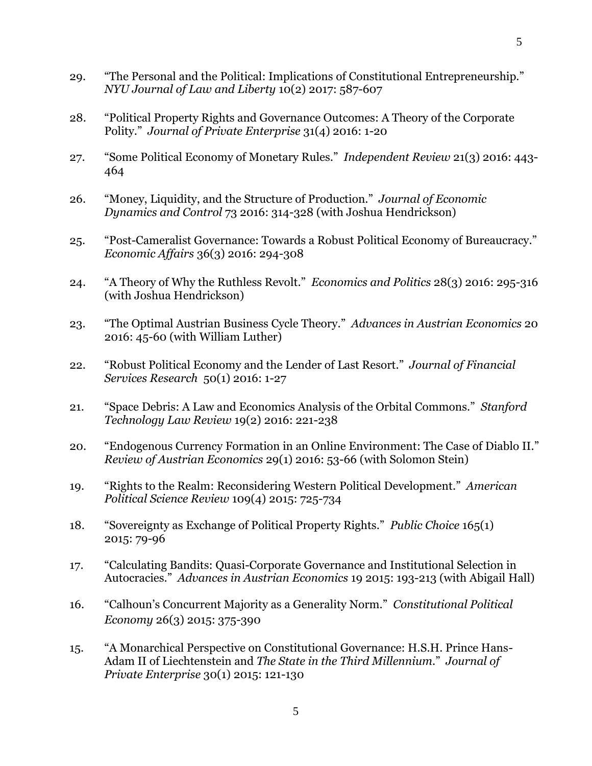29. "The Personal and the Political: Implications of Constitutional Entrepreneurship." *NYU Journal of Law and Liberty* 10(2) 2017: 587-607

28. "Political Property Rights and Governance Outcomes: A Theory of the Corporate Polity." *Journal of Private Enterprise* 31(4) 2016: 1-20

27. "Some Political Economy of Monetary Rules." *Independent Review* 21(3) 2016: 443-464

26. "Money, Liquidity, and the Structure of Production." *Journal of Economic Dynamics and Control* 73 2016: 314-328 (with Joshua Hendrickson)

25. "Post-Cameralist Governance: Towards a Robust Political Economy of Bureaucracy." *Economic Affairs* 36(3) 2016: 294-308

24. "A Theory of Why the Ruthless Revolt." *Economics and Politics* 28(3) 2016: 295-316 (with Joshua Hendrickson)

23. "The Optimal Austrian Business Cycle Theory." *Advances in Austrian Economics* 20 2016: 45-60 (with William Luther)

22. "Robust Political Economy and the Lender of Last Resort." *Journal of Financial Services Research* 50(1) 2016: 1-27

21. "Space Debris: A Law and Economics Analysis of the Orbital Commons." *Stanford Technology Law Review* 19(2) 2016: 221-238

20. "Endogenous Currency Formation in an Online Environment: The Case of Diablo II." *Review of Austrian Economics* 29(1) 2016: 53-66 (with Solomon Stein)

19. "Rights to the Realm: Reconsidering Western Political Development." *American Political Science Review* 109(4) 2015: 725-734

18. "Sovereignty as Exchange of Political Property Rights." *Public Choice* 165(1) 2015: 79-96

17. "Calculating Bandits: Quasi-Corporate Governance and Institutional Selection in Autocracies." *Advances in Austrian Economics* 19 2015: 193-213 (with Abigail Hall)

16. "Calhoun's Concurrent Majority as a Generality Norm." *Constitutional Political Economy* 26(3) 2015: 375-390

15. "A Monarchical Perspective on Constitutional Governance: H.S.H. Prince Hans-Adam II of Liechtenstein and *The State in the Third Millennium*." *Journal of Private Enterprise* 30(1) 2015: 121-130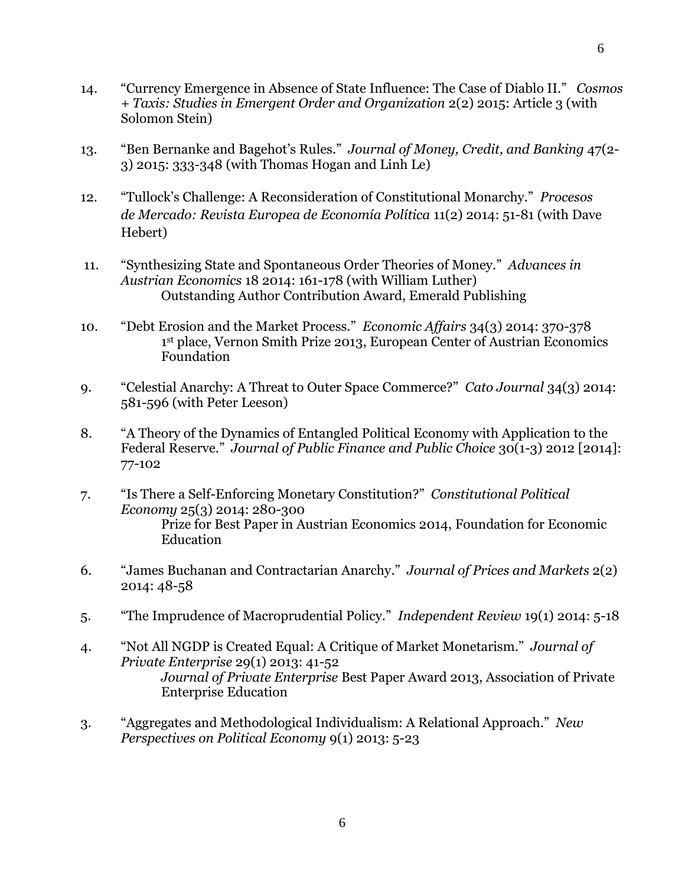14. "Currency Emergence in Absence of State Influence: The Case of Diablo II." *Cosmos + Taxis: Studies in Emergent Order and Organization* 2(2) 2015: Article 3 (with Solomon Stein)

13. "Ben Bernanke and Bagehot's Rules." *Journal of Money, Credit, and Banking* 47(2-3) 2015: 333-348 (with Thomas Hogan and Linh Le)

12. "Tullock's Challenge: A Reconsideration of Constitutional Monarchy." *Procesos de Mercado: Revista Europea de Economía Política* 11(2) 2014: 51-81 (with Dave Hebert)

11. "Synthesizing State and Spontaneous Order Theories of Money." *Advances in Austrian Economics* 18 2014: 161-178 (with William Luther)
    Outstanding Author Contribution Award, Emerald Publishing

10. "Debt Erosion and the Market Process." *Economic Affairs* 34(3) 2014: 370-378
    1st place, Vernon Smith Prize 2013, European Center of Austrian Economics Foundation

9. "Celestial Anarchy: A Threat to Outer Space Commerce?" *Cato Journal* 34(3) 2014: 581-596 (with Peter Leeson)

8. "A Theory of the Dynamics of Entangled Political Economy with Application to the Federal Reserve." *Journal of Public Finance and Public Choice* 30(1-3) 2012 [2014]: 77-102

7. "Is There a Self-Enforcing Monetary Constitution?" *Constitutional Political Economy* 25(3) 2014: 280-300
    Prize for Best Paper in Austrian Economics 2014, Foundation for Economic Education

6. "James Buchanan and Contractarian Anarchy." *Journal of Prices and Markets* 2(2) 2014: 48-58

5. "The Imprudence of Macroprudential Policy." *Independent Review* 19(1) 2014: 5-18

4. "Not All NGDP is Created Equal: A Critique of Market Monetarism." *Journal of Private Enterprise* 29(1) 2013: 41-52
    *Journal of Private Enterprise* Best Paper Award 2013, Association of Private Enterprise Education

3. "Aggregates and Methodological Individualism: A Relational Approach." *New Perspectives on Political Economy* 9(1) 2013: 5-23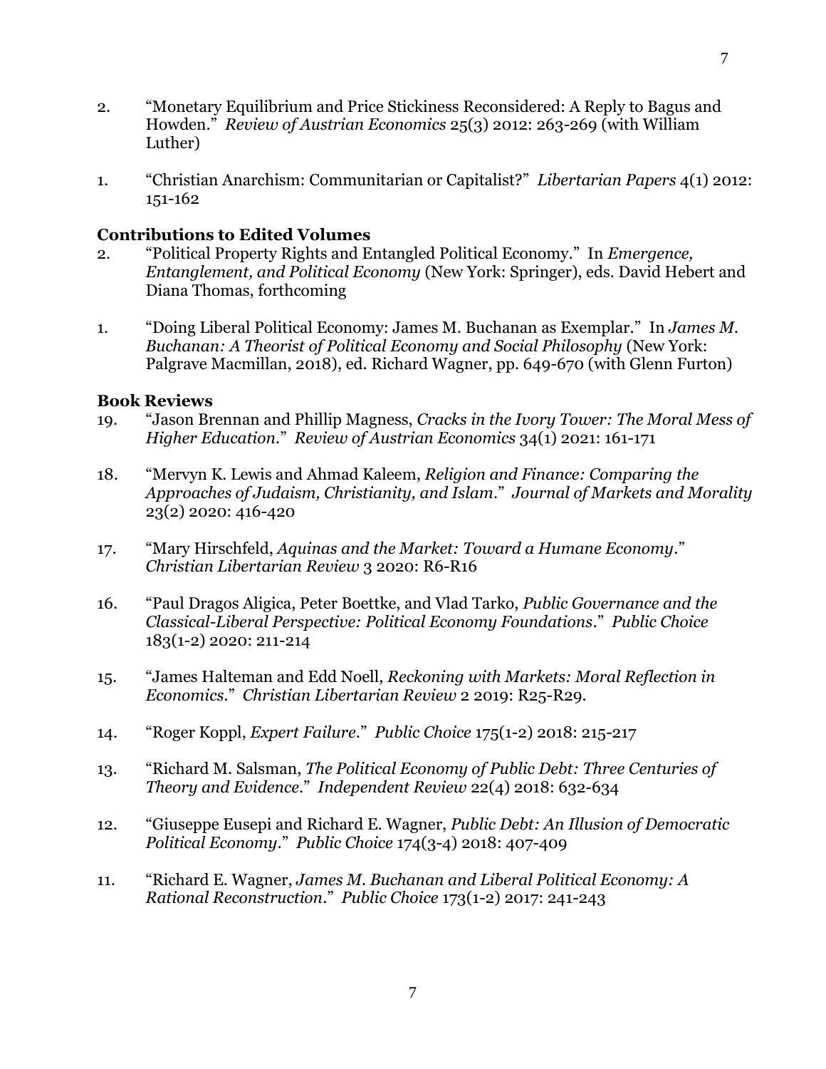2. "Monetary Equilibrium and Price Stickiness Reconsidered: A Reply to Bagus and Howden." *Review of Austrian Economics* 25(3) 2012: 263-269 (with William Luther)

1. "Christian Anarchism: Communitarian or Capitalist?" *Libertarian Papers* 4(1) 2012: 151-162

### Contributions to Edited Volumes

2. "Political Property Rights and Entangled Political Economy." In *Emergence, Entanglement, and Political Economy* (New York: Springer), eds. David Hebert and Diana Thomas, forthcoming

1. "Doing Liberal Political Economy: James M. Buchanan as Exemplar." In *James M. Buchanan: A Theorist of Political Economy and Social Philosophy* (New York: Palgrave Macmillan, 2018), ed. Richard Wagner, pp. 649-670 (with Glenn Furton)

### Book Reviews

19. "Jason Brennan and Phillip Magness, *Cracks in the Ivory Tower: The Moral Mess of Higher Education*." *Review of Austrian Economics* 34(1) 2021: 161-171

18. "Mervyn K. Lewis and Ahmad Kaleem, *Religion and Finance: Comparing the Approaches of Judaism, Christianity, and Islam*." *Journal of Markets and Morality* 23(2) 2020: 416-420

17. "Mary Hirschfeld, *Aquinas and the Market: Toward a Humane Economy*." *Christian Libertarian Review* 3 2020: R6-R16

16. "Paul Dragos Aligica, Peter Boettke, and Vlad Tarko, *Public Governance and the Classical-Liberal Perspective: Political Economy Foundations*." *Public Choice* 183(1-2) 2020: 211-214

15. "James Halteman and Edd Noell, *Reckoning with Markets: Moral Reflection in Economics*." *Christian Libertarian Review* 2 2019: R25-R29.

14. "Roger Koppl, *Expert Failure*." *Public Choice* 175(1-2) 2018: 215-217

13. "Richard M. Salsman, *The Political Economy of Public Debt: Three Centuries of Theory and Evidence*." *Independent Review* 22(4) 2018: 632-634

12. "Giuseppe Eusepi and Richard E. Wagner, *Public Debt: An Illusion of Democratic Political Economy*." *Public Choice* 174(3-4) 2018: 407-409

11. "Richard E. Wagner, *James M. Buchanan and Liberal Political Economy: A Rational Reconstruction*." *Public Choice* 173(1-2) 2017: 241-243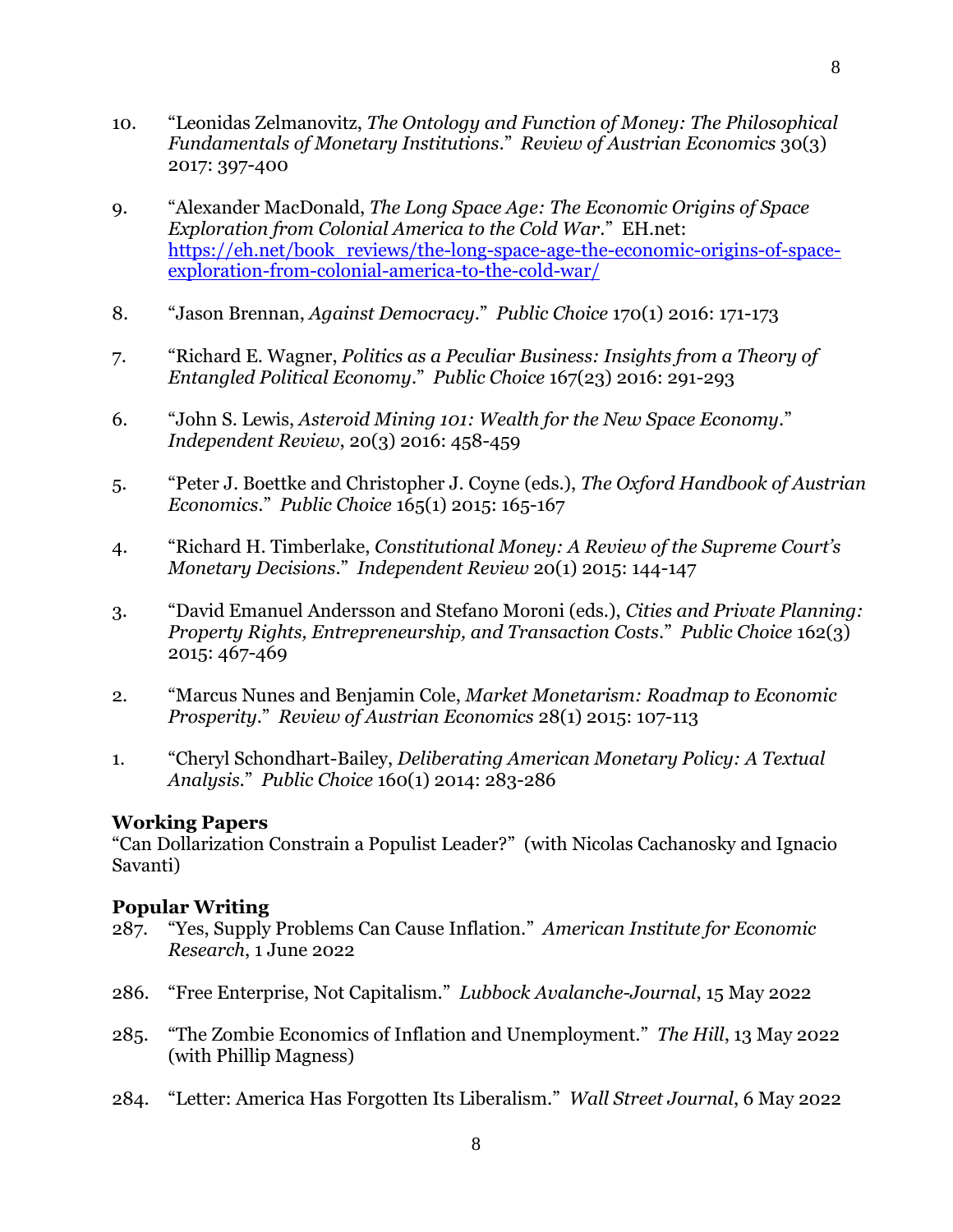10. "Leonidas Zelmanovitz, *The Ontology and Function of Money: The Philosophical Fundamentals of Monetary Institutions*." *Review of Austrian Economics* 30(3) 2017: 397-400

9. "Alexander MacDonald, *The Long Space Age: The Economic Origins of Space Exploration from Colonial America to the Cold War*." EH.net: https://eh.net/book_reviews/the-long-space-age-the-economic-origins-of-space-exploration-from-colonial-america-to-the-cold-war/

8. "Jason Brennan, *Against Democracy*." *Public Choice* 170(1) 2016: 171-173

7. "Richard E. Wagner, *Politics as a Peculiar Business: Insights from a Theory of Entangled Political Economy*." *Public Choice* 167(23) 2016: 291-293

6. "John S. Lewis, *Asteroid Mining 101: Wealth for the New Space Economy*." *Independent Review*, 20(3) 2016: 458-459

5. "Peter J. Boettke and Christopher J. Coyne (eds.), *The Oxford Handbook of Austrian Economics*." *Public Choice* 165(1) 2015: 165-167

4. "Richard H. Timberlake, *Constitutional Money: A Review of the Supreme Court's Monetary Decisions*." *Independent Review* 20(1) 2015: 144-147

3. "David Emanuel Andersson and Stefano Moroni (eds.), *Cities and Private Planning: Property Rights, Entrepreneurship, and Transaction Costs*." *Public Choice* 162(3) 2015: 467-469

2. "Marcus Nunes and Benjamin Cole, *Market Monetarism: Roadmap to Economic Prosperity*." *Review of Austrian Economics* 28(1) 2015: 107-113

1. "Cheryl Schondhart-Bailey, *Deliberating American Monetary Policy: A Textual Analysis*." *Public Choice* 160(1) 2014: 283-286

**Working Papers**

"Can Dollarization Constrain a Populist Leader?" (with Nicolas Cachanosky and Ignacio Savanti)

**Popular Writing**

287. "Yes, Supply Problems Can Cause Inflation." *American Institute for Economic Research*, 1 June 2022

286. "Free Enterprise, Not Capitalism." *Lubbock Avalanche-Journal*, 15 May 2022

285. "The Zombie Economics of Inflation and Unemployment." *The Hill*, 13 May 2022 (with Phillip Magness)

284. "Letter: America Has Forgotten Its Liberalism." *Wall Street Journal*, 6 May 2022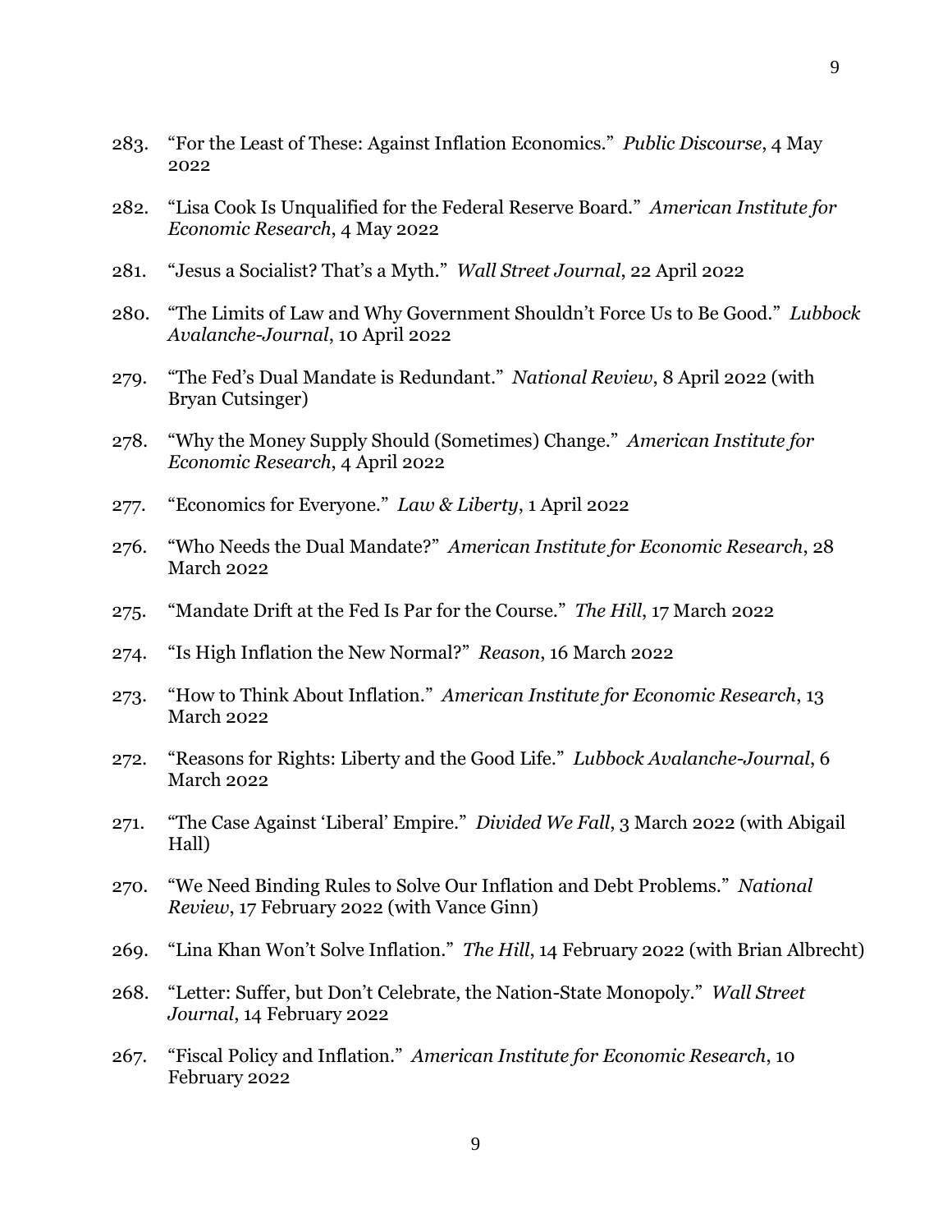283. "For the Least of These: Against Inflation Economics." *Public Discourse*, 4 May 2022

282. "Lisa Cook Is Unqualified for the Federal Reserve Board." *American Institute for Economic Research*, 4 May 2022

281. "Jesus a Socialist? That's a Myth." *Wall Street Journal*, 22 April 2022

280. "The Limits of Law and Why Government Shouldn't Force Us to Be Good." *Lubbock Avalanche-Journal*, 10 April 2022

279. "The Fed's Dual Mandate is Redundant." *National Review*, 8 April 2022 (with Bryan Cutsinger)

278. "Why the Money Supply Should (Sometimes) Change." *American Institute for Economic Research*, 4 April 2022

277. "Economics for Everyone." *Law & Liberty*, 1 April 2022

276. "Who Needs the Dual Mandate?" *American Institute for Economic Research*, 28 March 2022

275. "Mandate Drift at the Fed Is Par for the Course." *The Hill*, 17 March 2022

274. "Is High Inflation the New Normal?" *Reason*, 16 March 2022

273. "How to Think About Inflation." *American Institute for Economic Research*, 13 March 2022

272. "Reasons for Rights: Liberty and the Good Life." *Lubbock Avalanche-Journal*, 6 March 2022

271. "The Case Against 'Liberal' Empire." *Divided We Fall*, 3 March 2022 (with Abigail Hall)

270. "We Need Binding Rules to Solve Our Inflation and Debt Problems." *National Review*, 17 February 2022 (with Vance Ginn)

269. "Lina Khan Won't Solve Inflation." *The Hill*, 14 February 2022 (with Brian Albrecht)

268. "Letter: Suffer, but Don't Celebrate, the Nation-State Monopoly." *Wall Street Journal*, 14 February 2022

267. "Fiscal Policy and Inflation." *American Institute for Economic Research*, 10 February 2022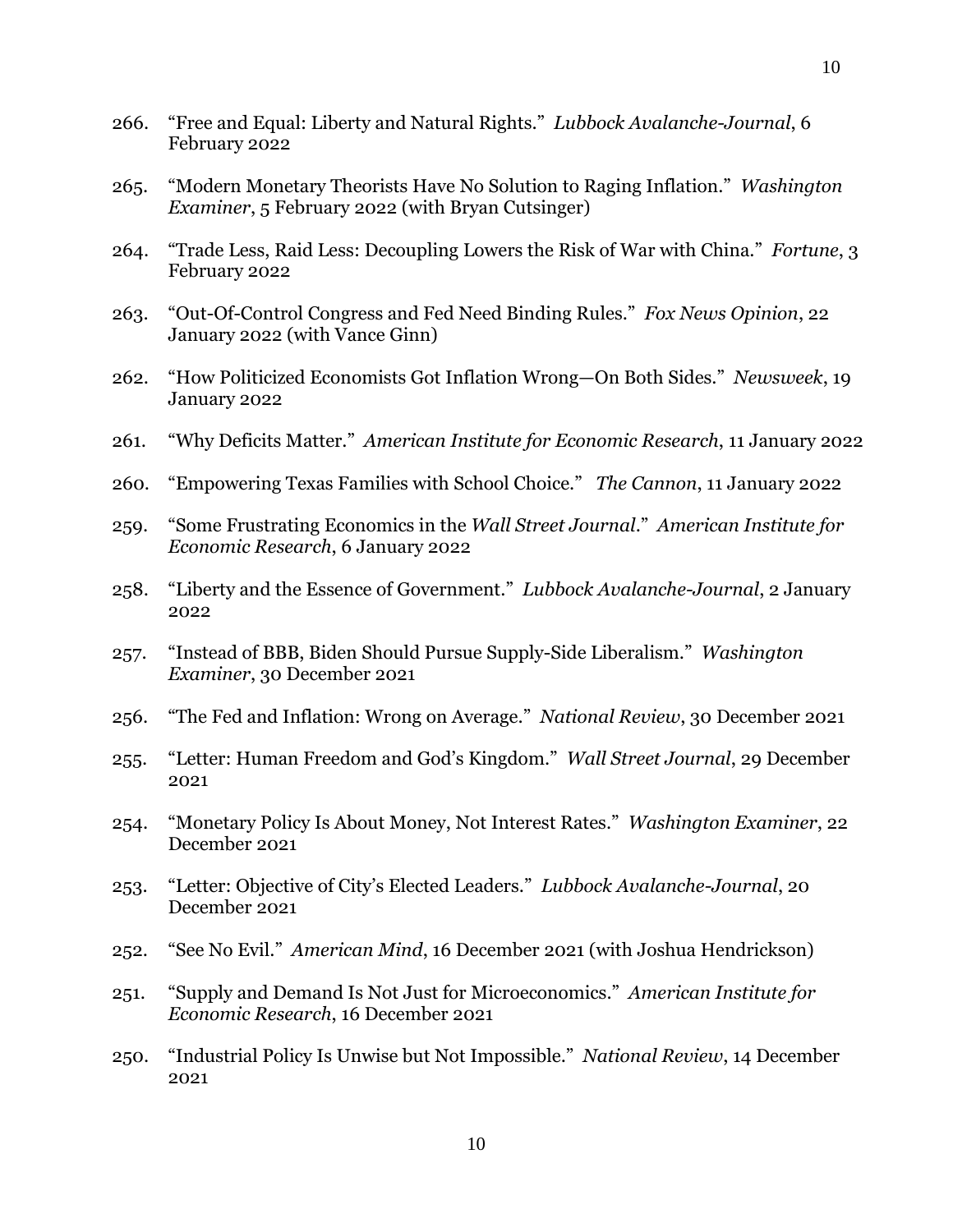266. "Free and Equal: Liberty and Natural Rights." *Lubbock Avalanche-Journal*, 6 February 2022

265. "Modern Monetary Theorists Have No Solution to Raging Inflation." *Washington Examiner*, 5 February 2022 (with Bryan Cutsinger)

264. "Trade Less, Raid Less: Decoupling Lowers the Risk of War with China." *Fortune*, 3 February 2022

263. "Out-Of-Control Congress and Fed Need Binding Rules." *Fox News Opinion*, 22 January 2022 (with Vance Ginn)

262. "How Politicized Economists Got Inflation Wrong—On Both Sides." *Newsweek*, 19 January 2022

261. "Why Deficits Matter." *American Institute for Economic Research*, 11 January 2022

260. "Empowering Texas Families with School Choice." *The Cannon*, 11 January 2022

259. "Some Frustrating Economics in the *Wall Street Journal*." *American Institute for Economic Research*, 6 January 2022

258. "Liberty and the Essence of Government." *Lubbock Avalanche-Journal*, 2 January 2022

257. "Instead of BBB, Biden Should Pursue Supply-Side Liberalism." *Washington Examiner*, 30 December 2021

256. "The Fed and Inflation: Wrong on Average." *National Review*, 30 December 2021

255. "Letter: Human Freedom and God's Kingdom." *Wall Street Journal*, 29 December 2021

254. "Monetary Policy Is About Money, Not Interest Rates." *Washington Examiner*, 22 December 2021

253. "Letter: Objective of City's Elected Leaders." *Lubbock Avalanche-Journal*, 20 December 2021

252. "See No Evil." *American Mind*, 16 December 2021 (with Joshua Hendrickson)

251. "Supply and Demand Is Not Just for Microeconomics." *American Institute for Economic Research*, 16 December 2021

250. "Industrial Policy Is Unwise but Not Impossible." *National Review*, 14 December 2021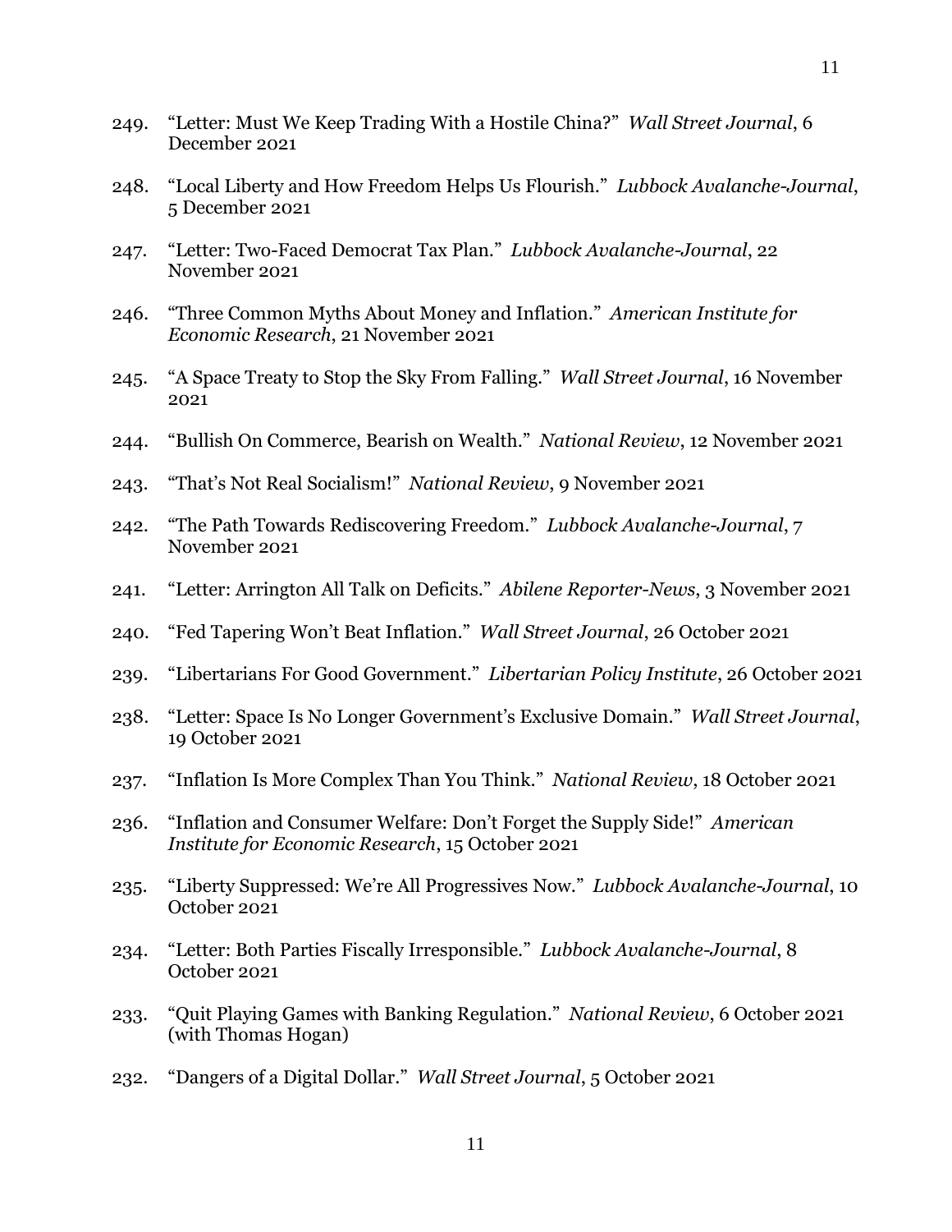249. "Letter: Must We Keep Trading With a Hostile China?" *Wall Street Journal*, 6 December 2021

248. "Local Liberty and How Freedom Helps Us Flourish." *Lubbock Avalanche-Journal*, 5 December 2021

247. "Letter: Two-Faced Democrat Tax Plan." *Lubbock Avalanche-Journal*, 22 November 2021

246. "Three Common Myths About Money and Inflation." *American Institute for Economic Research,* 21 November 2021

245. "A Space Treaty to Stop the Sky From Falling." *Wall Street Journal*, 16 November 2021

244. "Bullish On Commerce, Bearish on Wealth." *National Review*, 12 November 2021

243. "That's Not Real Socialism!" *National Review*, 9 November 2021

242. "The Path Towards Rediscovering Freedom." *Lubbock Avalanche-Journal*, 7 November 2021

241. "Letter: Arrington All Talk on Deficits." *Abilene Reporter-News*, 3 November 2021

240. "Fed Tapering Won't Beat Inflation." *Wall Street Journal*, 26 October 2021

239. "Libertarians For Good Government." *Libertarian Policy Institute*, 26 October 2021

238. "Letter: Space Is No Longer Government's Exclusive Domain." *Wall Street Journal*, 19 October 2021

237. "Inflation Is More Complex Than You Think." *National Review*, 18 October 2021

236. "Inflation and Consumer Welfare: Don't Forget the Supply Side!" *American Institute for Economic Research*, 15 October 2021

235. "Liberty Suppressed: We're All Progressives Now." *Lubbock Avalanche-Journal*, 10 October 2021

234. "Letter: Both Parties Fiscally Irresponsible." *Lubbock Avalanche-Journal*, 8 October 2021

233. "Quit Playing Games with Banking Regulation." *National Review*, 6 October 2021 (with Thomas Hogan)

232. "Dangers of a Digital Dollar." *Wall Street Journal*, 5 October 2021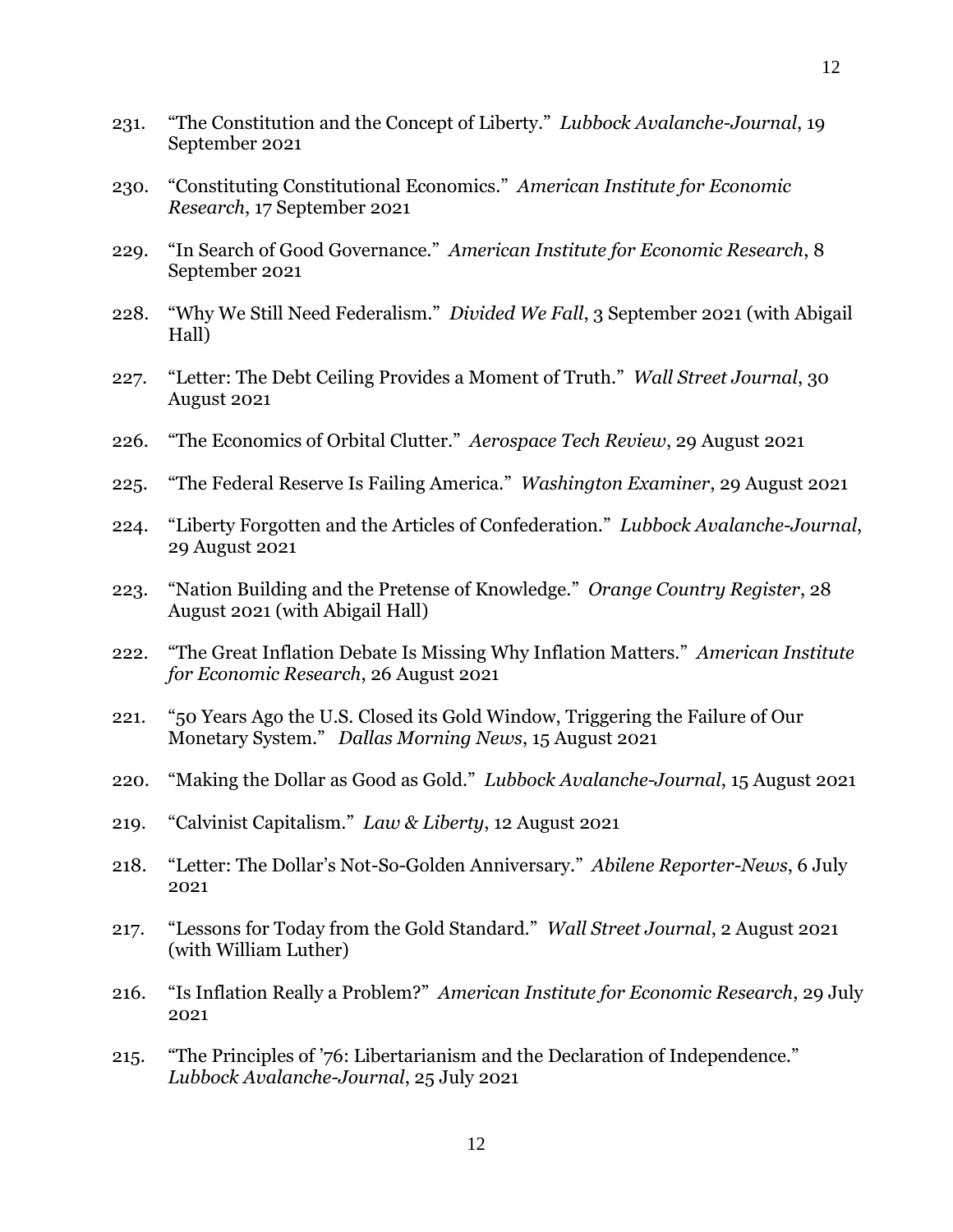231. "The Constitution and the Concept of Liberty." *Lubbock Avalanche-Journal*, 19 September 2021

230. "Constituting Constitutional Economics." *American Institute for Economic Research*, 17 September 2021

229. "In Search of Good Governance." *American Institute for Economic Research*, 8 September 2021

228. "Why We Still Need Federalism." *Divided We Fall*, 3 September 2021 (with Abigail Hall)

227. "Letter: The Debt Ceiling Provides a Moment of Truth." *Wall Street Journal*, 30 August 2021

226. "The Economics of Orbital Clutter." *Aerospace Tech Review*, 29 August 2021

225. "The Federal Reserve Is Failing America." *Washington Examiner*, 29 August 2021

224. "Liberty Forgotten and the Articles of Confederation." *Lubbock Avalanche-Journal*, 29 August 2021

223. "Nation Building and the Pretense of Knowledge." *Orange Country Register*, 28 August 2021 (with Abigail Hall)

222. "The Great Inflation Debate Is Missing Why Inflation Matters." *American Institute for Economic Research*, 26 August 2021

221. "50 Years Ago the U.S. Closed its Gold Window, Triggering the Failure of Our Monetary System." *Dallas Morning News*, 15 August 2021

220. "Making the Dollar as Good as Gold." *Lubbock Avalanche-Journal*, 15 August 2021

219. "Calvinist Capitalism." *Law & Liberty*, 12 August 2021

218. "Letter: The Dollar's Not-So-Golden Anniversary." *Abilene Reporter-News*, 6 July 2021

217. "Lessons for Today from the Gold Standard." *Wall Street Journal*, 2 August 2021 (with William Luther)

216. "Is Inflation Really a Problem?" *American Institute for Economic Research*, 29 July 2021

215. "The Principles of '76: Libertarianism and the Declaration of Independence." *Lubbock Avalanche-Journal*, 25 July 2021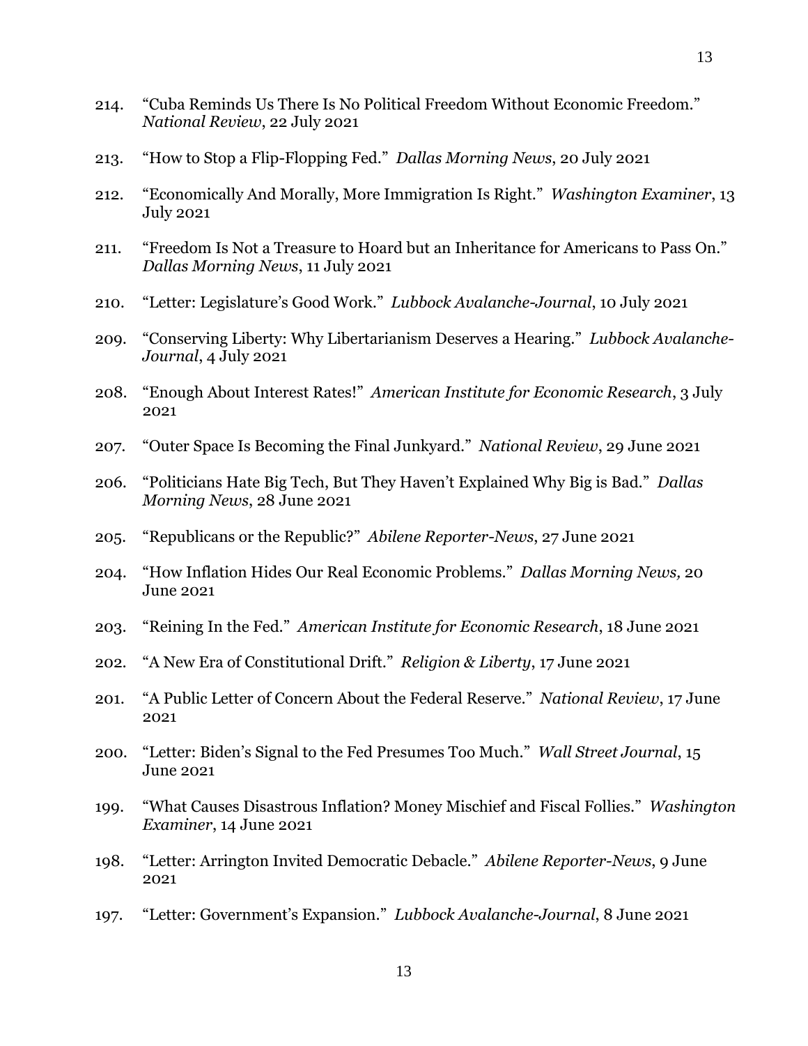214. "Cuba Reminds Us There Is No Political Freedom Without Economic Freedom." *National Review*, 22 July 2021

213. "How to Stop a Flip-Flopping Fed." *Dallas Morning News*, 20 July 2021

212. "Economically And Morally, More Immigration Is Right." *Washington Examiner*, 13 July 2021

211. "Freedom Is Not a Treasure to Hoard but an Inheritance for Americans to Pass On." *Dallas Morning News*, 11 July 2021

210. "Letter: Legislature's Good Work." *Lubbock Avalanche-Journal*, 10 July 2021

209. "Conserving Liberty: Why Libertarianism Deserves a Hearing." *Lubbock Avalanche-Journal*, 4 July 2021

208. "Enough About Interest Rates!" *American Institute for Economic Research*, 3 July 2021

207. "Outer Space Is Becoming the Final Junkyard." *National Review*, 29 June 2021

206. "Politicians Hate Big Tech, But They Haven't Explained Why Big is Bad." *Dallas Morning News*, 28 June 2021

205. "Republicans or the Republic?" *Abilene Reporter-News*, 27 June 2021

204. "How Inflation Hides Our Real Economic Problems." *Dallas Morning News,* 20 June 2021

203. "Reining In the Fed." *American Institute for Economic Research*, 18 June 2021

202. "A New Era of Constitutional Drift." *Religion & Liberty*, 17 June 2021

201. "A Public Letter of Concern About the Federal Reserve." *National Review*, 17 June 2021

200. "Letter: Biden's Signal to the Fed Presumes Too Much." *Wall Street Journal*, 15 June 2021

199. "What Causes Disastrous Inflation? Money Mischief and Fiscal Follies." *Washington Examiner*, 14 June 2021

198. "Letter: Arrington Invited Democratic Debacle." *Abilene Reporter-News*, 9 June 2021

197. "Letter: Government's Expansion." *Lubbock Avalanche-Journal*, 8 June 2021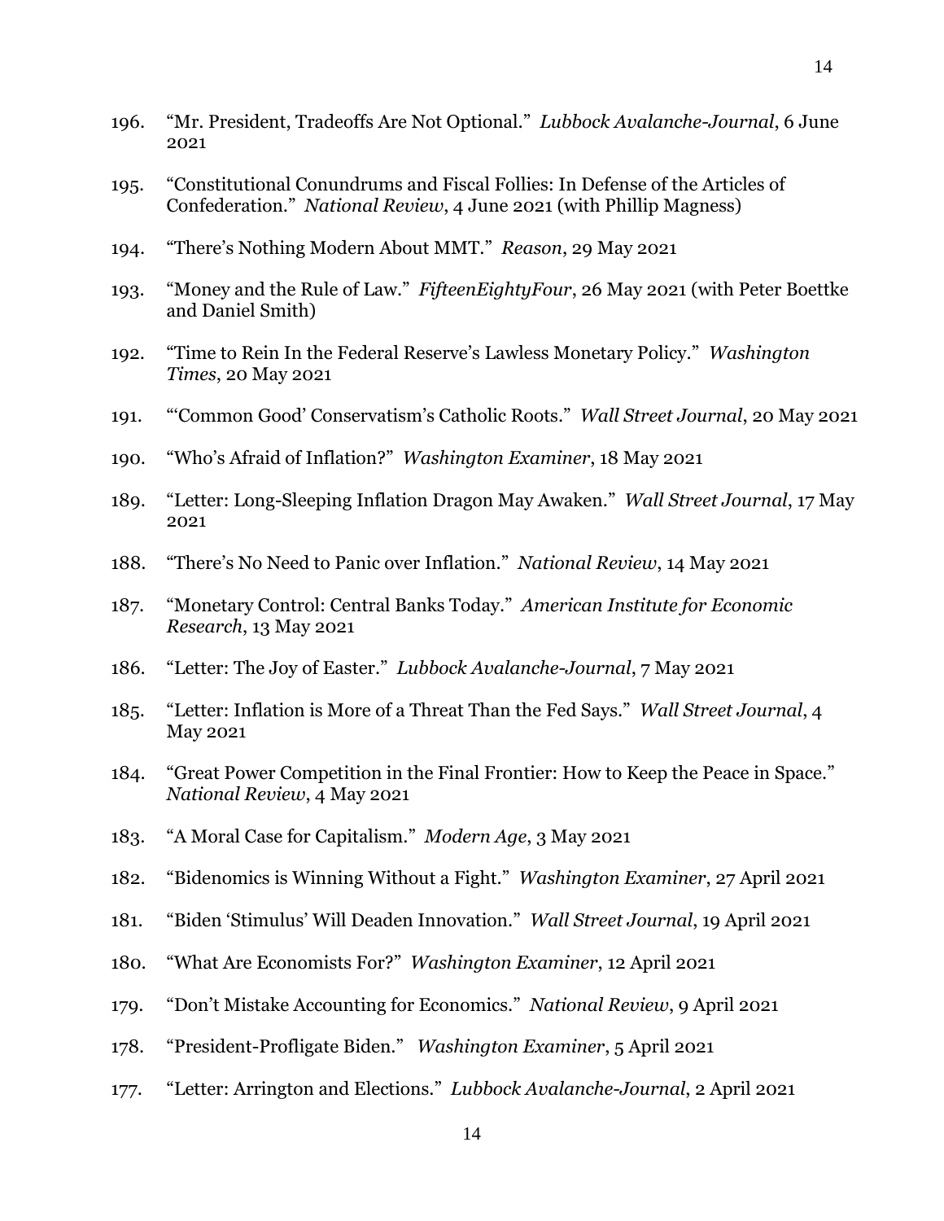196. "Mr. President, Tradeoffs Are Not Optional." *Lubbock Avalanche-Journal*, 6 June 2021

195. "Constitutional Conundrums and Fiscal Follies: In Defense of the Articles of Confederation." *National Review*, 4 June 2021 (with Phillip Magness)

194. "There's Nothing Modern About MMT." *Reason*, 29 May 2021

193. "Money and the Rule of Law." *FifteenEightyFour*, 26 May 2021 (with Peter Boettke and Daniel Smith)

192. "Time to Rein In the Federal Reserve's Lawless Monetary Policy." *Washington Times*, 20 May 2021

191. "'Common Good' Conservatism's Catholic Roots." *Wall Street Journal*, 20 May 2021

190. "Who's Afraid of Inflation?" *Washington Examiner*, 18 May 2021

189. "Letter: Long-Sleeping Inflation Dragon May Awaken." *Wall Street Journal*, 17 May 2021

188. "There's No Need to Panic over Inflation." *National Review*, 14 May 2021

187. "Monetary Control: Central Banks Today." *American Institute for Economic Research*, 13 May 2021

186. "Letter: The Joy of Easter." *Lubbock Avalanche-Journal*, 7 May 2021

185. "Letter: Inflation is More of a Threat Than the Fed Says." *Wall Street Journal*, 4 May 2021

184. "Great Power Competition in the Final Frontier: How to Keep the Peace in Space." *National Review*, 4 May 2021

183. "A Moral Case for Capitalism." *Modern Age*, 3 May 2021

182. "Bidenomics is Winning Without a Fight." *Washington Examiner*, 27 April 2021

181. "Biden 'Stimulus' Will Deaden Innovation." *Wall Street Journal*, 19 April 2021

180. "What Are Economists For?" *Washington Examiner*, 12 April 2021

179. "Don't Mistake Accounting for Economics." *National Review*, 9 April 2021

178. "President-Profligate Biden." *Washington Examiner*, 5 April 2021

177. "Letter: Arrington and Elections." *Lubbock Avalanche-Journal*, 2 April 2021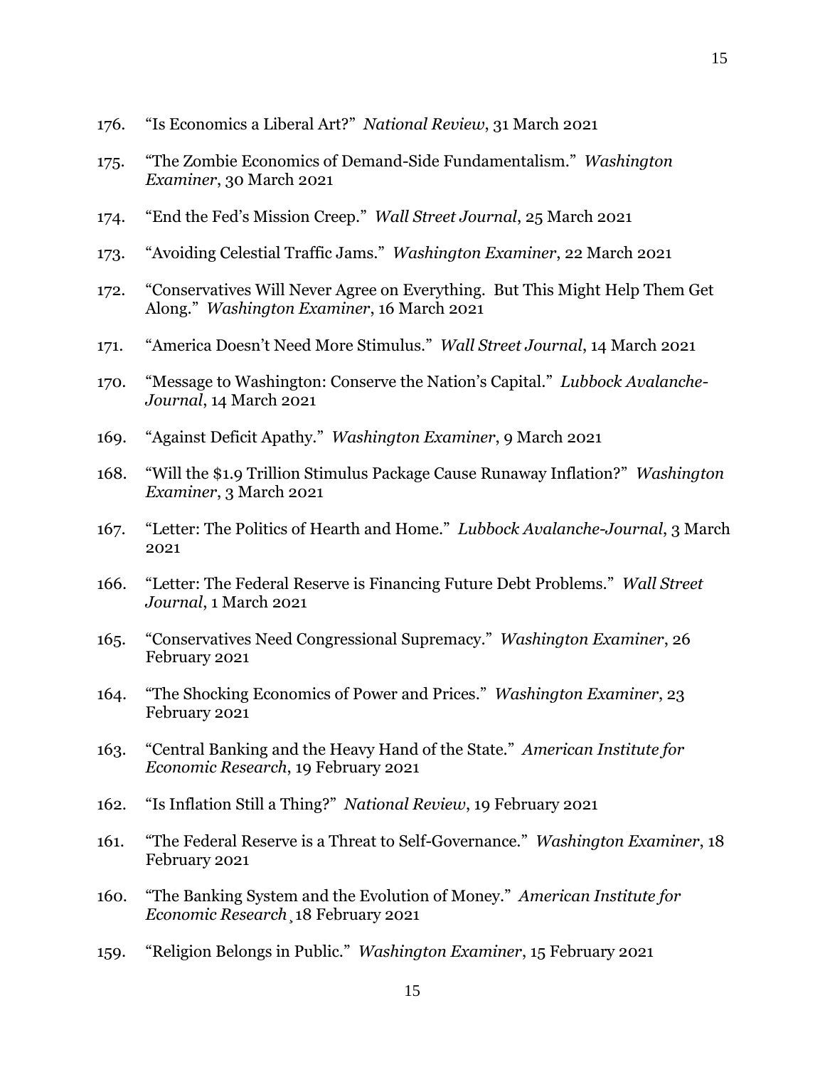176. "Is Economics a Liberal Art?" *National Review*, 31 March 2021

175. "The Zombie Economics of Demand-Side Fundamentalism." *Washington Examiner*, 30 March 2021

174. "End the Fed's Mission Creep." *Wall Street Journal*, 25 March 2021

173. "Avoiding Celestial Traffic Jams." *Washington Examiner*, 22 March 2021

172. "Conservatives Will Never Agree on Everything. But This Might Help Them Get Along." *Washington Examiner*, 16 March 2021

171. "America Doesn't Need More Stimulus." *Wall Street Journal*, 14 March 2021

170. "Message to Washington: Conserve the Nation's Capital." *Lubbock Avalanche-Journal*, 14 March 2021

169. "Against Deficit Apathy." *Washington Examiner*, 9 March 2021

168. "Will the $1.9 Trillion Stimulus Package Cause Runaway Inflation?" *Washington Examiner*, 3 March 2021

167. "Letter: The Politics of Hearth and Home." *Lubbock Avalanche-Journal*, 3 March 2021

166. "Letter: The Federal Reserve is Financing Future Debt Problems." *Wall Street Journal*, 1 March 2021

165. "Conservatives Need Congressional Supremacy." *Washington Examiner*, 26 February 2021

164. "The Shocking Economics of Power and Prices." *Washington Examiner*, 23 February 2021

163. "Central Banking and the Heavy Hand of the State." *American Institute for Economic Research*, 19 February 2021

162. "Is Inflation Still a Thing?" *National Review*, 19 February 2021

161. "The Federal Reserve is a Threat to Self-Governance." *Washington Examiner*, 18 February 2021

160. "The Banking System and the Evolution of Money." *American Institute for Economic Research*¸ 18 February 2021

159. "Religion Belongs in Public." *Washington Examiner*, 15 February 2021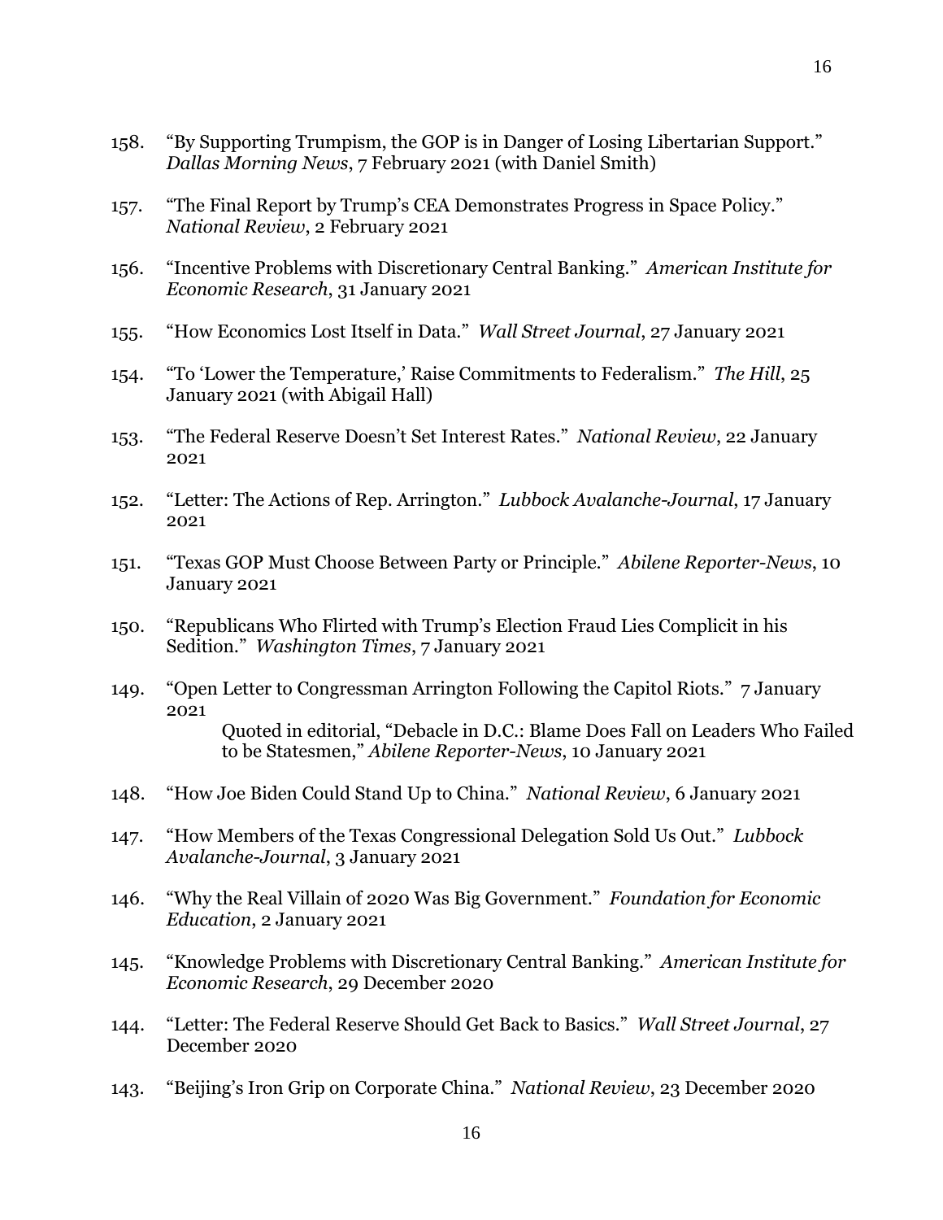158. "By Supporting Trumpism, the GOP is in Danger of Losing Libertarian Support." *Dallas Morning News*, 7 February 2021 (with Daniel Smith)

157. "The Final Report by Trump's CEA Demonstrates Progress in Space Policy." *National Review*, 2 February 2021

156. "Incentive Problems with Discretionary Central Banking." *American Institute for Economic Research*, 31 January 2021

155. "How Economics Lost Itself in Data." *Wall Street Journal*, 27 January 2021

154. "To 'Lower the Temperature,' Raise Commitments to Federalism." *The Hill*, 25 January 2021 (with Abigail Hall)

153. "The Federal Reserve Doesn't Set Interest Rates." *National Review*, 22 January 2021

152. "Letter: The Actions of Rep. Arrington." *Lubbock Avalanche-Journal*, 17 January 2021

151. "Texas GOP Must Choose Between Party or Principle." *Abilene Reporter-News*, 10 January 2021

150. "Republicans Who Flirted with Trump's Election Fraud Lies Complicit in his Sedition." *Washington Times*, 7 January 2021

149. "Open Letter to Congressman Arrington Following the Capitol Riots." 7 January 2021

     Quoted in editorial, "Debacle in D.C.: Blame Does Fall on Leaders Who Failed to be Statesmen," *Abilene Reporter-News*, 10 January 2021

148. "How Joe Biden Could Stand Up to China." *National Review*, 6 January 2021

147. "How Members of the Texas Congressional Delegation Sold Us Out." *Lubbock Avalanche-Journal*, 3 January 2021

146. "Why the Real Villain of 2020 Was Big Government." *Foundation for Economic Education*, 2 January 2021

145. "Knowledge Problems with Discretionary Central Banking." *American Institute for Economic Research*, 29 December 2020

144. "Letter: The Federal Reserve Should Get Back to Basics." *Wall Street Journal*, 27 December 2020

143. "Beijing's Iron Grip on Corporate China." *National Review*, 23 December 2020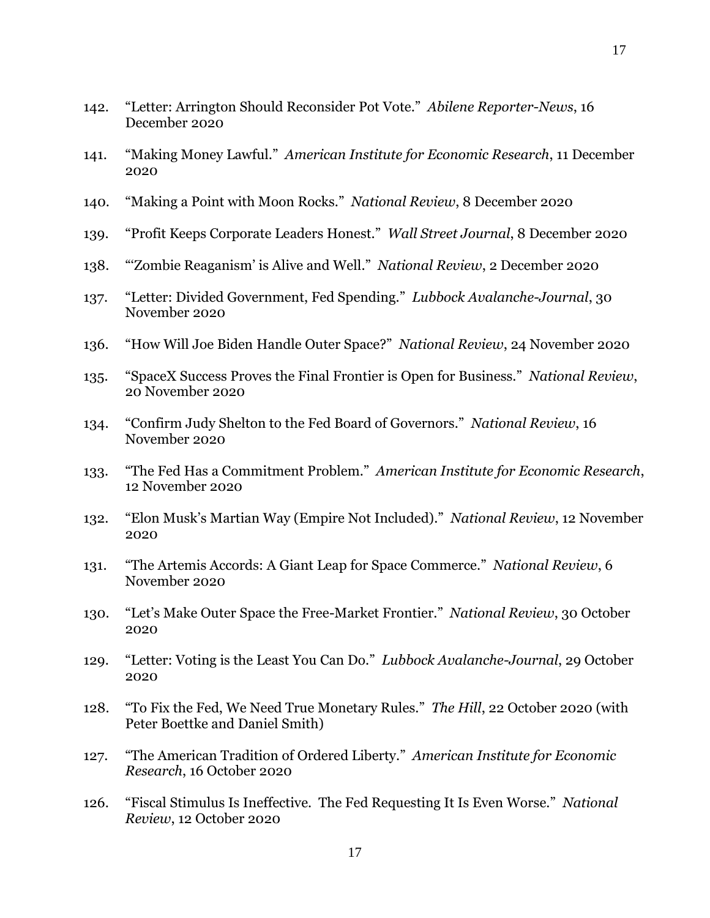142. "Letter: Arrington Should Reconsider Pot Vote." *Abilene Reporter-News*, 16 December 2020

141. "Making Money Lawful." *American Institute for Economic Research*, 11 December 2020

140. "Making a Point with Moon Rocks." *National Review*, 8 December 2020

139. "Profit Keeps Corporate Leaders Honest." *Wall Street Journal*, 8 December 2020

138. "'Zombie Reaganism' is Alive and Well." *National Review*, 2 December 2020

137. "Letter: Divided Government, Fed Spending." *Lubbock Avalanche-Journal*, 30 November 2020

136. "How Will Joe Biden Handle Outer Space?" *National Review*, 24 November 2020

135. "SpaceX Success Proves the Final Frontier is Open for Business." *National Review*, 20 November 2020

134. "Confirm Judy Shelton to the Fed Board of Governors." *National Review*, 16 November 2020

133. "The Fed Has a Commitment Problem." *American Institute for Economic Research*, 12 November 2020

132. "Elon Musk's Martian Way (Empire Not Included)." *National Review*, 12 November 2020

131. "The Artemis Accords: A Giant Leap for Space Commerce." *National Review*, 6 November 2020

130. "Let's Make Outer Space the Free-Market Frontier." *National Review*, 30 October 2020

129. "Letter: Voting is the Least You Can Do." *Lubbock Avalanche-Journal*, 29 October 2020

128. "To Fix the Fed, We Need True Monetary Rules." *The Hill*, 22 October 2020 (with Peter Boettke and Daniel Smith)

127. "The American Tradition of Ordered Liberty." *American Institute for Economic Research*, 16 October 2020

126. "Fiscal Stimulus Is Ineffective. The Fed Requesting It Is Even Worse." *National Review*, 12 October 2020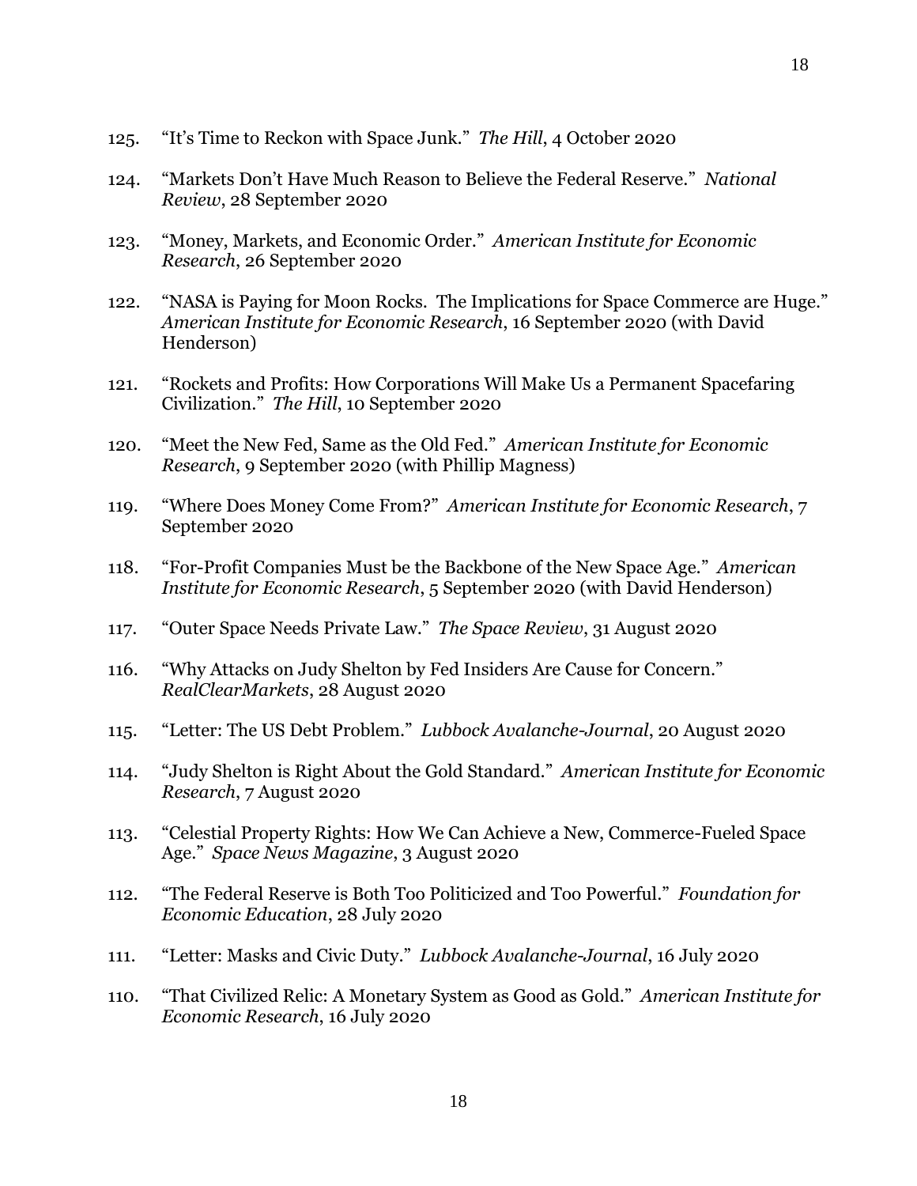125. "It's Time to Reckon with Space Junk." *The Hill*, 4 October 2020

124. "Markets Don't Have Much Reason to Believe the Federal Reserve." *National Review*, 28 September 2020

123. "Money, Markets, and Economic Order." *American Institute for Economic Research*, 26 September 2020

122. "NASA is Paying for Moon Rocks. The Implications for Space Commerce are Huge." *American Institute for Economic Research*, 16 September 2020 (with David Henderson)

121. "Rockets and Profits: How Corporations Will Make Us a Permanent Spacefaring Civilization." *The Hill*, 10 September 2020

120. "Meet the New Fed, Same as the Old Fed." *American Institute for Economic Research*, 9 September 2020 (with Phillip Magness)

119. "Where Does Money Come From?" *American Institute for Economic Research*, 7 September 2020

118. "For-Profit Companies Must be the Backbone of the New Space Age." *American Institute for Economic Research*, 5 September 2020 (with David Henderson)

117. "Outer Space Needs Private Law." *The Space Review*, 31 August 2020

116. "Why Attacks on Judy Shelton by Fed Insiders Are Cause for Concern." *RealClearMarkets*, 28 August 2020

115. "Letter: The US Debt Problem." *Lubbock Avalanche-Journal*, 20 August 2020

114. "Judy Shelton is Right About the Gold Standard." *American Institute for Economic Research*, 7 August 2020

113. "Celestial Property Rights: How We Can Achieve a New, Commerce-Fueled Space Age." *Space News Magazine*, 3 August 2020

112. "The Federal Reserve is Both Too Politicized and Too Powerful." *Foundation for Economic Education*, 28 July 2020

111. "Letter: Masks and Civic Duty." *Lubbock Avalanche-Journal*, 16 July 2020

110. "That Civilized Relic: A Monetary System as Good as Gold." *American Institute for Economic Research*, 16 July 2020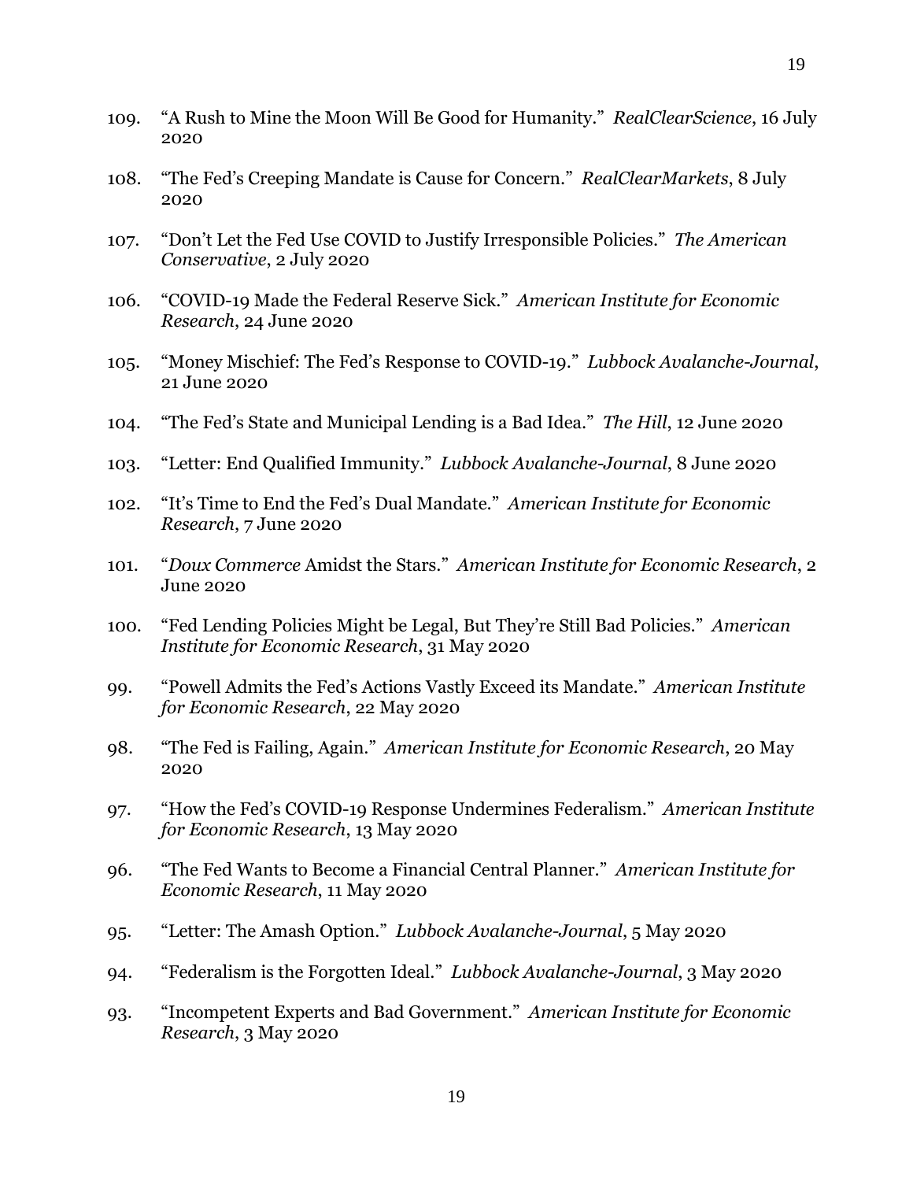109. "A Rush to Mine the Moon Will Be Good for Humanity." *RealClearScience*, 16 July 2020

108. "The Fed's Creeping Mandate is Cause for Concern." *RealClearMarkets*, 8 July 2020

107. "Don't Let the Fed Use COVID to Justify Irresponsible Policies." *The American Conservative*, 2 July 2020

106. "COVID-19 Made the Federal Reserve Sick." *American Institute for Economic Research*, 24 June 2020

105. "Money Mischief: The Fed's Response to COVID-19." *Lubbock Avalanche-Journal*, 21 June 2020

104. "The Fed's State and Municipal Lending is a Bad Idea." *The Hill*, 12 June 2020

103. "Letter: End Qualified Immunity." *Lubbock Avalanche-Journal*, 8 June 2020

102. "It's Time to End the Fed's Dual Mandate." *American Institute for Economic Research*, 7 June 2020

101. "*Doux Commerce* Amidst the Stars." *American Institute for Economic Research*, 2 June 2020

100. "Fed Lending Policies Might be Legal, But They're Still Bad Policies." *American Institute for Economic Research*, 31 May 2020

99. "Powell Admits the Fed's Actions Vastly Exceed its Mandate." *American Institute for Economic Research*, 22 May 2020

98. "The Fed is Failing, Again." *American Institute for Economic Research*, 20 May 2020

97. "How the Fed's COVID-19 Response Undermines Federalism." *American Institute for Economic Research*, 13 May 2020

96. "The Fed Wants to Become a Financial Central Planner." *American Institute for Economic Research*, 11 May 2020

95. "Letter: The Amash Option." *Lubbock Avalanche-Journal*, 5 May 2020

94. "Federalism is the Forgotten Ideal." *Lubbock Avalanche-Journal*, 3 May 2020

93. "Incompetent Experts and Bad Government." *American Institute for Economic Research*, 3 May 2020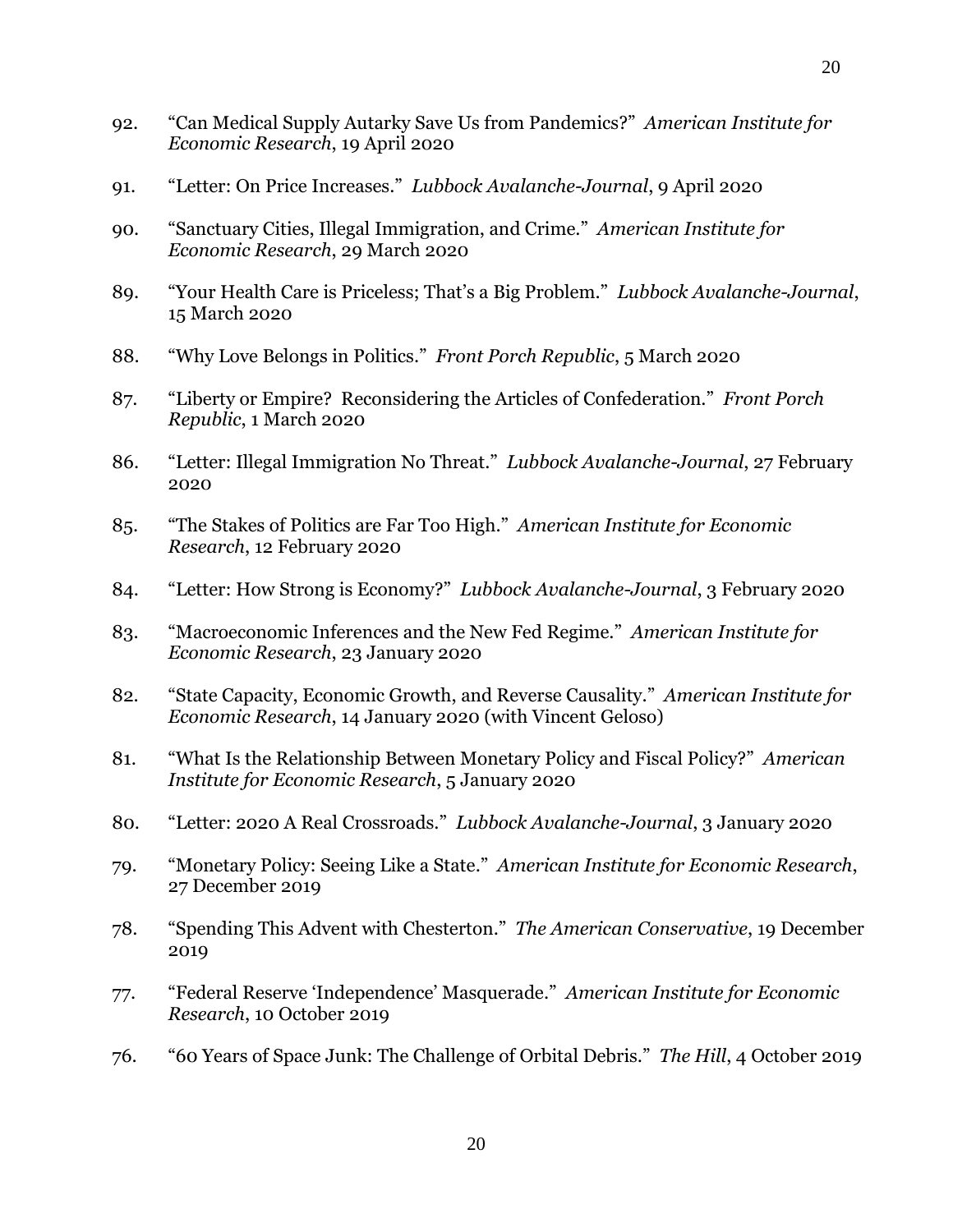92. “Can Medical Supply Autarky Save Us from Pandemics?” *American Institute for Economic Research*, 19 April 2020

91. “Letter: On Price Increases.” *Lubbock Avalanche-Journal*, 9 April 2020

90. “Sanctuary Cities, Illegal Immigration, and Crime.” *American Institute for Economic Research*, 29 March 2020

89. “Your Health Care is Priceless; That’s a Big Problem.” *Lubbock Avalanche-Journal*, 15 March 2020

88. “Why Love Belongs in Politics.” *Front Porch Republic*, 5 March 2020

87. “Liberty or Empire? Reconsidering the Articles of Confederation.” *Front Porch Republic*, 1 March 2020

86. “Letter: Illegal Immigration No Threat.” *Lubbock Avalanche-Journal*, 27 February 2020

85. “The Stakes of Politics are Far Too High.” *American Institute for Economic Research*, 12 February 2020

84. “Letter: How Strong is Economy?” *Lubbock Avalanche-Journal*, 3 February 2020

83. “Macroeconomic Inferences and the New Fed Regime.” *American Institute for Economic Research*, 23 January 2020

82. “State Capacity, Economic Growth, and Reverse Causality.” *American Institute for Economic Research*, 14 January 2020 (with Vincent Geloso)

81. “What Is the Relationship Between Monetary Policy and Fiscal Policy?” *American Institute for Economic Research*, 5 January 2020

80. “Letter: 2020 A Real Crossroads.” *Lubbock Avalanche-Journal*, 3 January 2020

79. “Monetary Policy: Seeing Like a State.” *American Institute for Economic Research*, 27 December 2019

78. “Spending This Advent with Chesterton.” *The American Conservative*, 19 December 2019

77. “Federal Reserve ‘Independence’ Masquerade.” *American Institute for Economic Research*, 10 October 2019

76. “60 Years of Space Junk: The Challenge of Orbital Debris.” *The Hill*, 4 October 2019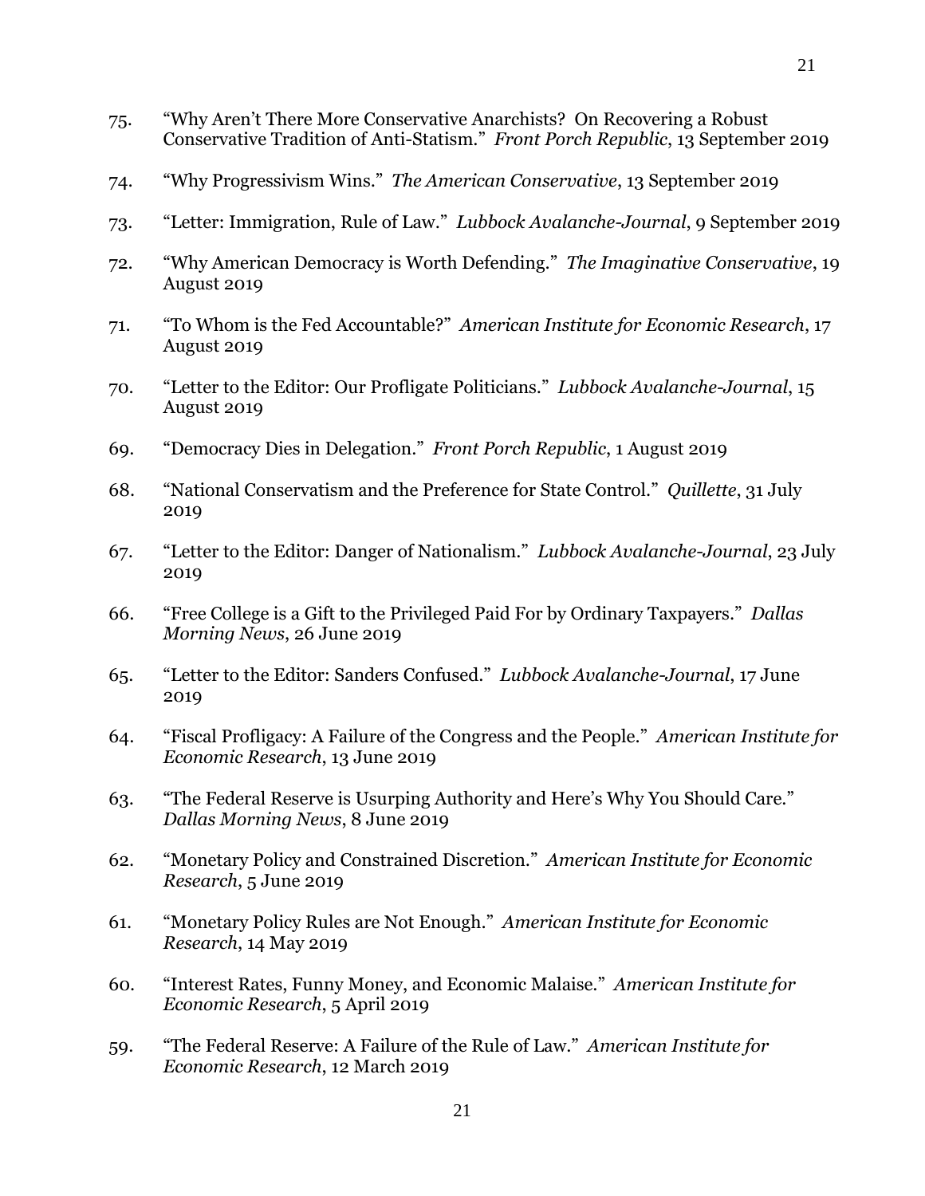75. "Why Aren't There More Conservative Anarchists? On Recovering a Robust Conservative Tradition of Anti-Statism." *Front Porch Republic*, 13 September 2019

74. "Why Progressivism Wins." *The American Conservative*, 13 September 2019

73. "Letter: Immigration, Rule of Law." *Lubbock Avalanche-Journal*, 9 September 2019

72. "Why American Democracy is Worth Defending." *The Imaginative Conservative*, 19 August 2019

71. "To Whom is the Fed Accountable?" *American Institute for Economic Research*, 17 August 2019

70. "Letter to the Editor: Our Profligate Politicians." *Lubbock Avalanche-Journal*, 15 August 2019

69. "Democracy Dies in Delegation." *Front Porch Republic*, 1 August 2019

68. "National Conservatism and the Preference for State Control." *Quillette*, 31 July 2019

67. "Letter to the Editor: Danger of Nationalism." *Lubbock Avalanche-Journal*, 23 July 2019

66. "Free College is a Gift to the Privileged Paid For by Ordinary Taxpayers." *Dallas Morning News*, 26 June 2019

65. "Letter to the Editor: Sanders Confused." *Lubbock Avalanche-Journal*, 17 June 2019

64. "Fiscal Profligacy: A Failure of the Congress and the People." *American Institute for Economic Research*, 13 June 2019

63. "The Federal Reserve is Usurping Authority and Here's Why You Should Care." *Dallas Morning News*, 8 June 2019

62. "Monetary Policy and Constrained Discretion." *American Institute for Economic Research*, 5 June 2019

61. "Monetary Policy Rules are Not Enough." *American Institute for Economic Research*, 14 May 2019

60. "Interest Rates, Funny Money, and Economic Malaise." *American Institute for Economic Research*, 5 April 2019

59. "The Federal Reserve: A Failure of the Rule of Law." *American Institute for Economic Research*, 12 March 2019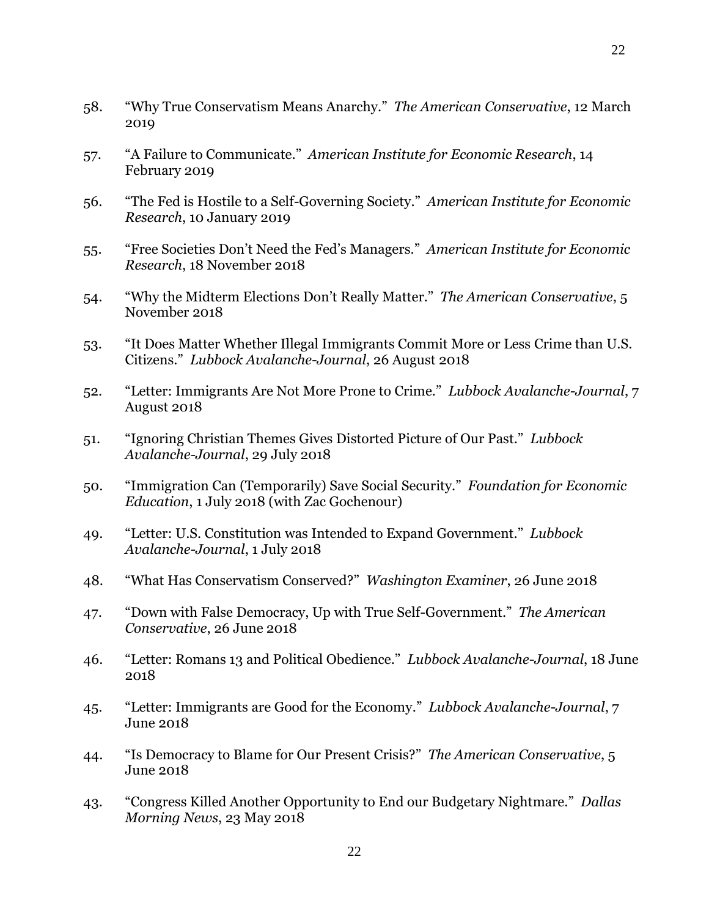58. “Why True Conservatism Means Anarchy.” *The American Conservative*, 12 March 2019

57. “A Failure to Communicate.” *American Institute for Economic Research*, 14 February 2019

56. “The Fed is Hostile to a Self-Governing Society.” *American Institute for Economic Research*, 10 January 2019

55. “Free Societies Don’t Need the Fed’s Managers.” *American Institute for Economic Research*, 18 November 2018

54. “Why the Midterm Elections Don’t Really Matter.” *The American Conservative*, 5 November 2018

53. “It Does Matter Whether Illegal Immigrants Commit More or Less Crime than U.S. Citizens.” *Lubbock Avalanche-Journal*, 26 August 2018

52. “Letter: Immigrants Are Not More Prone to Crime.” *Lubbock Avalanche-Journal*, 7 August 2018

51. “Ignoring Christian Themes Gives Distorted Picture of Our Past.” *Lubbock Avalanche-Journal*, 29 July 2018

50. “Immigration Can (Temporarily) Save Social Security.” *Foundation for Economic Education*, 1 July 2018 (with Zac Gochenour)

49. “Letter: U.S. Constitution was Intended to Expand Government.” *Lubbock Avalanche-Journal*, 1 July 2018

48. “What Has Conservatism Conserved?” *Washington Examiner*, 26 June 2018

47. “Down with False Democracy, Up with True Self-Government.” *The American Conservative*, 26 June 2018

46. “Letter: Romans 13 and Political Obedience.” *Lubbock Avalanche-Journal*, 18 June 2018

45. “Letter: Immigrants are Good for the Economy.” *Lubbock Avalanche-Journal*, 7 June 2018

44. “Is Democracy to Blame for Our Present Crisis?” *The American Conservative*, 5 June 2018

43. “Congress Killed Another Opportunity to End our Budgetary Nightmare.” *Dallas Morning News*, 23 May 2018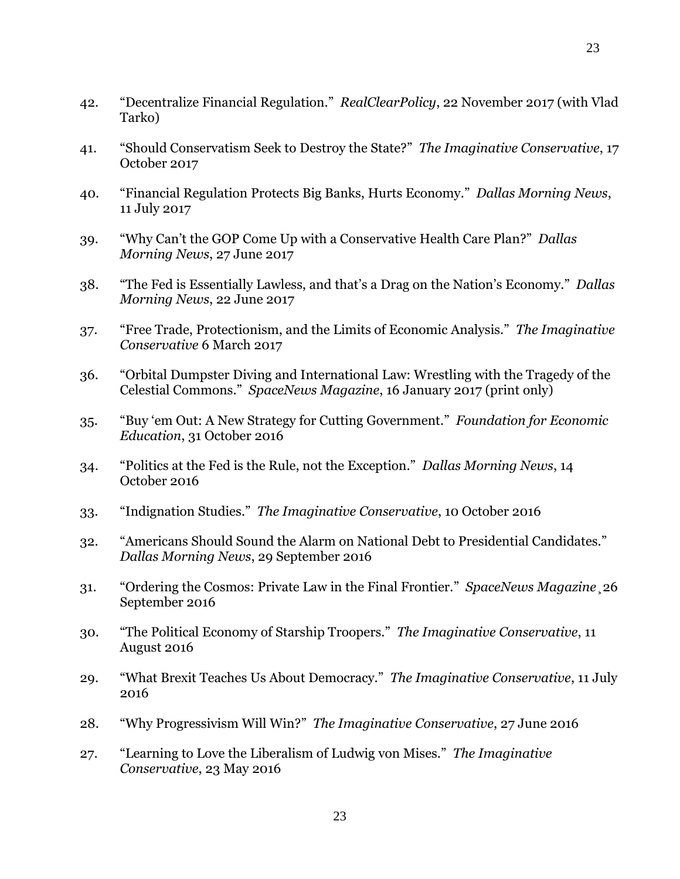42. "Decentralize Financial Regulation." *RealClearPolicy*, 22 November 2017 (with Vlad Tarko)

41. "Should Conservatism Seek to Destroy the State?" *The Imaginative Conservative*, 17 October 2017

40. "Financial Regulation Protects Big Banks, Hurts Economy." *Dallas Morning News*, 11 July 2017

39. "Why Can't the GOP Come Up with a Conservative Health Care Plan?" *Dallas Morning News*, 27 June 2017

38. "The Fed is Essentially Lawless, and that's a Drag on the Nation's Economy." *Dallas Morning News*, 22 June 2017

37. "Free Trade, Protectionism, and the Limits of Economic Analysis." *The Imaginative Conservative* 6 March 2017

36. "Orbital Dumpster Diving and International Law: Wrestling with the Tragedy of the Celestial Commons." *SpaceNews Magazine*, 16 January 2017 (print only)

35. "Buy 'em Out: A New Strategy for Cutting Government." *Foundation for Economic Education*, 31 October 2016

34. "Politics at the Fed is the Rule, not the Exception." *Dallas Morning News*, 14 October 2016

33. "Indignation Studies." *The Imaginative Conservative*, 10 October 2016

32. "Americans Should Sound the Alarm on National Debt to Presidential Candidates." *Dallas Morning News*, 29 September 2016

31. "Ordering the Cosmos: Private Law in the Final Frontier." *SpaceNews Magazine*¸26 September 2016

30. "The Political Economy of Starship Troopers." *The Imaginative Conservative*, 11 August 2016

29. "What Brexit Teaches Us About Democracy." *The Imaginative Conservative*, 11 July 2016

28. "Why Progressivism Will Win?" *The Imaginative Conservative*, 27 June 2016

27. "Learning to Love the Liberalism of Ludwig von Mises." *The Imaginative Conservative*, 23 May 2016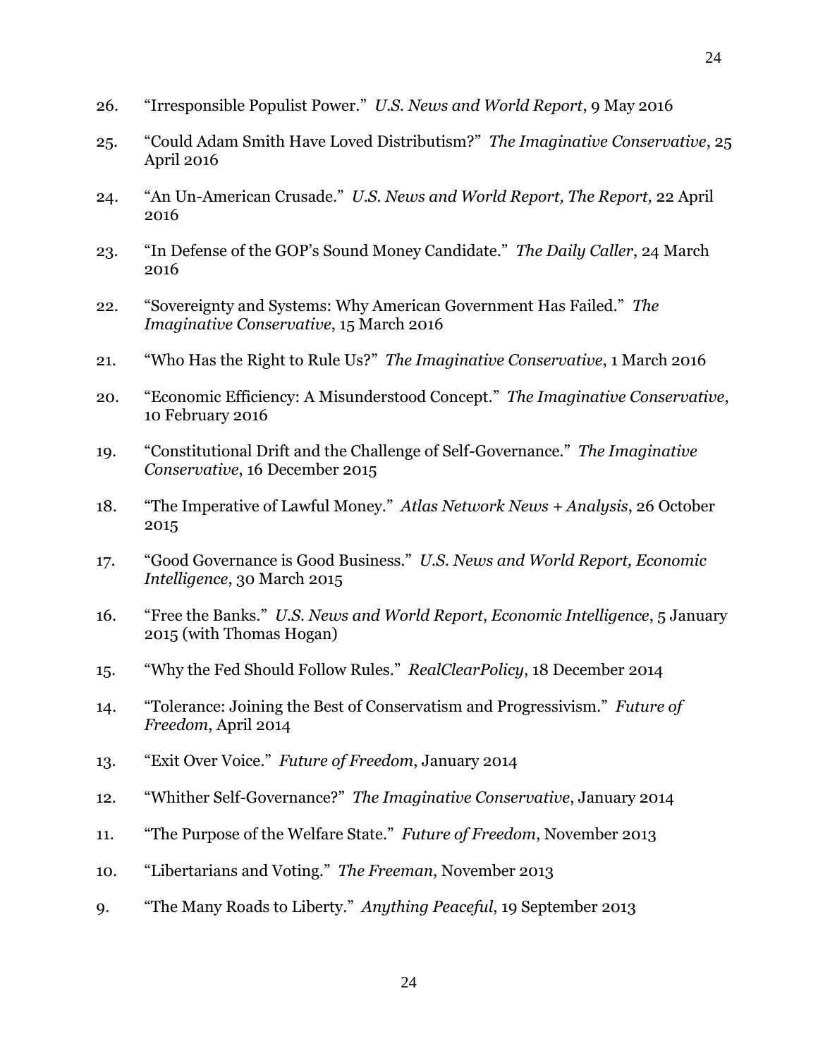26. "Irresponsible Populist Power." *U.S. News and World Report*, 9 May 2016

25. "Could Adam Smith Have Loved Distributism?" *The Imaginative Conservative*, 25 April 2016

24. "An Un-American Crusade." *U.S. News and World Report, The Report,* 22 April 2016

23. "In Defense of the GOP's Sound Money Candidate." *The Daily Caller*, 24 March 2016

22. "Sovereignty and Systems: Why American Government Has Failed." *The Imaginative Conservative*, 15 March 2016

21. "Who Has the Right to Rule Us?" *The Imaginative Conservative*, 1 March 2016

20. "Economic Efficiency: A Misunderstood Concept." *The Imaginative Conservative*, 10 February 2016

19. "Constitutional Drift and the Challenge of Self-Governance." *The Imaginative Conservative*, 16 December 2015

18. "The Imperative of Lawful Money." *Atlas Network News + Analysis*, 26 October 2015

17. "Good Governance is Good Business." *U.S. News and World Report, Economic Intelligence*, 30 March 2015

16. "Free the Banks." *U.S. News and World Report*, *Economic Intelligence*, 5 January 2015 (with Thomas Hogan)

15. "Why the Fed Should Follow Rules." *RealClearPolicy*, 18 December 2014

14. "Tolerance: Joining the Best of Conservatism and Progressivism." *Future of Freedom*, April 2014

13. "Exit Over Voice." *Future of Freedom*, January 2014

12. "Whither Self-Governance?" *The Imaginative Conservative*, January 2014

11. "The Purpose of the Welfare State." *Future of Freedom*, November 2013

10. "Libertarians and Voting." *The Freeman*, November 2013

9. "The Many Roads to Liberty." *Anything Peaceful*, 19 September 2013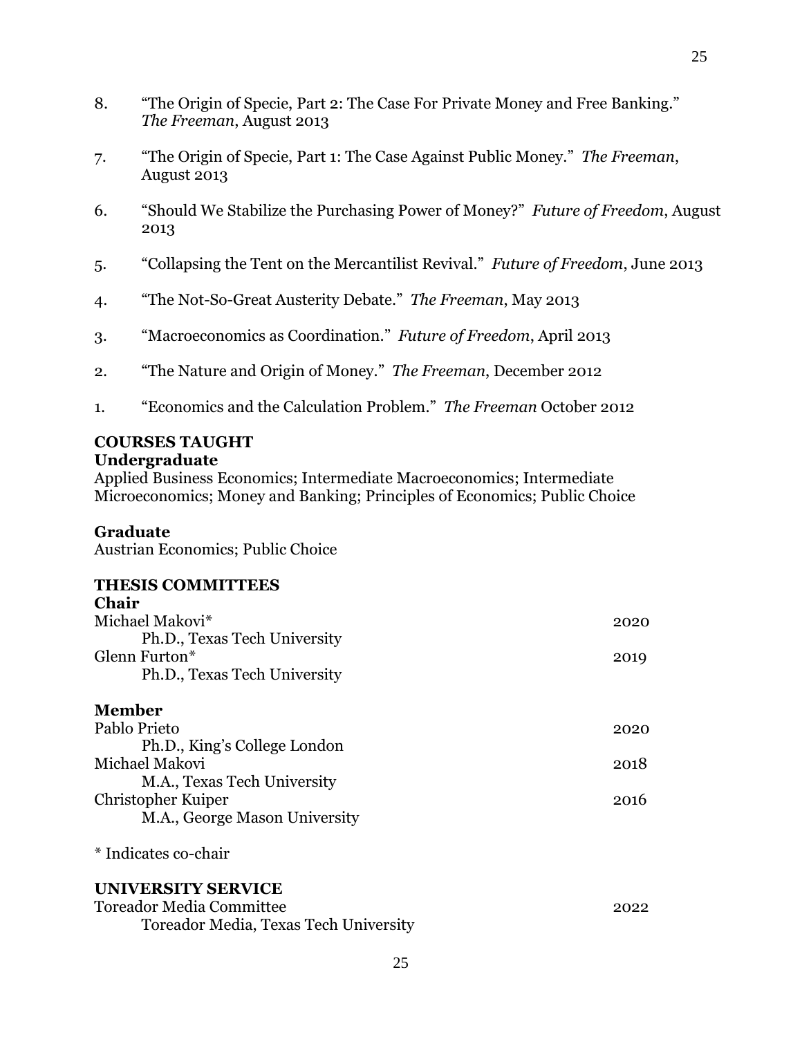8. "The Origin of Specie, Part 2: The Case For Private Money and Free Banking." *The Freeman*, August 2013

7. "The Origin of Specie, Part 1: The Case Against Public Money." *The Freeman*, August 2013

6. "Should We Stabilize the Purchasing Power of Money?" *Future of Freedom*, August 2013

5. "Collapsing the Tent on the Mercantilist Revival." *Future of Freedom*, June 2013

4. "The Not-So-Great Austerity Debate." *The Freeman*, May 2013

3. "Macroeconomics as Coordination." *Future of Freedom*, April 2013

2. "The Nature and Origin of Money." *The Freeman*, December 2012

1. "Economics and the Calculation Problem." *The Freeman* October 2012

## COURSES TAUGHT

### Undergraduate

Applied Business Economics; Intermediate Macroeconomics; Intermediate Microeconomics; Money and Banking; Principles of Economics; Public Choice

### Graduate

Austrian Economics; Public Choice

## THESIS COMMITTEES

### Chair

Michael Makovi* — 2020
Ph.D., Texas Tech University

Glenn Furton* — 2019
Ph.D., Texas Tech University

### Member

Pablo Prieto — 2020
Ph.D., King's College London

Michael Makovi — 2018
M.A., Texas Tech University

Christopher Kuiper — 2016
M.A., George Mason University

* Indicates co-chair

## UNIVERSITY SERVICE

Toreador Media Committee — 2022
Toreador Media, Texas Tech University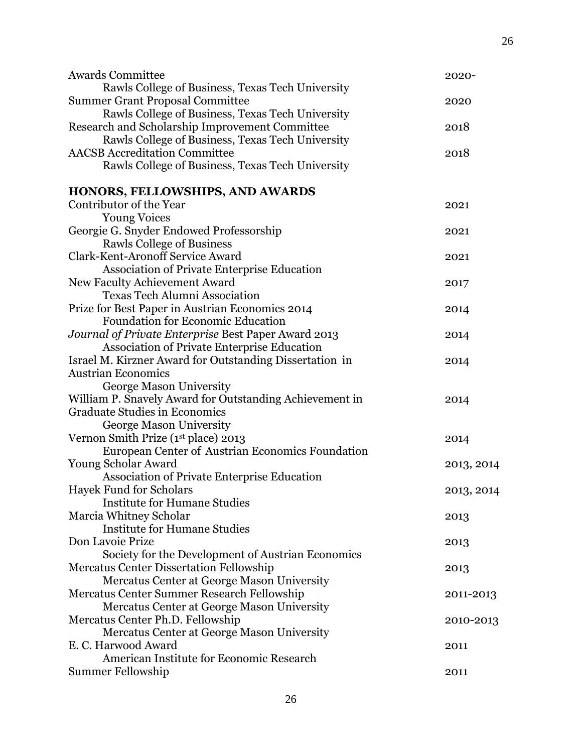Awards Committee — 2020-
    Rawls College of Business, Texas Tech University

Summer Grant Proposal Committee — 2020
    Rawls College of Business, Texas Tech University

Research and Scholarship Improvement Committee — 2018
    Rawls College of Business, Texas Tech University

AACSB Accreditation Committee — 2018
    Rawls College of Business, Texas Tech University

## HONORS, FELLOWSHIPS, AND AWARDS

Contributor of the Year — 2021
    Young Voices

Georgie G. Snyder Endowed Professorship — 2021
    Rawls College of Business

Clark-Kent-Aronoff Service Award — 2021
    Association of Private Enterprise Education

New Faculty Achievement Award — 2017
    Texas Tech Alumni Association

Prize for Best Paper in Austrian Economics 2014 — 2014
    Foundation for Economic Education

*Journal of Private Enterprise* Best Paper Award 2013 — 2014
    Association of Private Enterprise Education

Israel M. Kirzner Award for Outstanding Dissertation in Austrian Economics — 2014
    George Mason University

William P. Snavely Award for Outstanding Achievement in Graduate Studies in Economics — 2014
    George Mason University

Vernon Smith Prize (1st place) 2013 — 2014
    European Center of Austrian Economics Foundation

Young Scholar Award — 2013, 2014
    Association of Private Enterprise Education

Hayek Fund for Scholars — 2013, 2014
    Institute for Humane Studies

Marcia Whitney Scholar — 2013
    Institute for Humane Studies

Don Lavoie Prize — 2013
    Society for the Development of Austrian Economics

Mercatus Center Dissertation Fellowship — 2013
    Mercatus Center at George Mason University

Mercatus Center Summer Research Fellowship — 2011-2013
    Mercatus Center at George Mason University

Mercatus Center Ph.D. Fellowship — 2010-2013
    Mercatus Center at George Mason University

E. C. Harwood Award — 2011
    American Institute for Economic Research

Summer Fellowship — 2011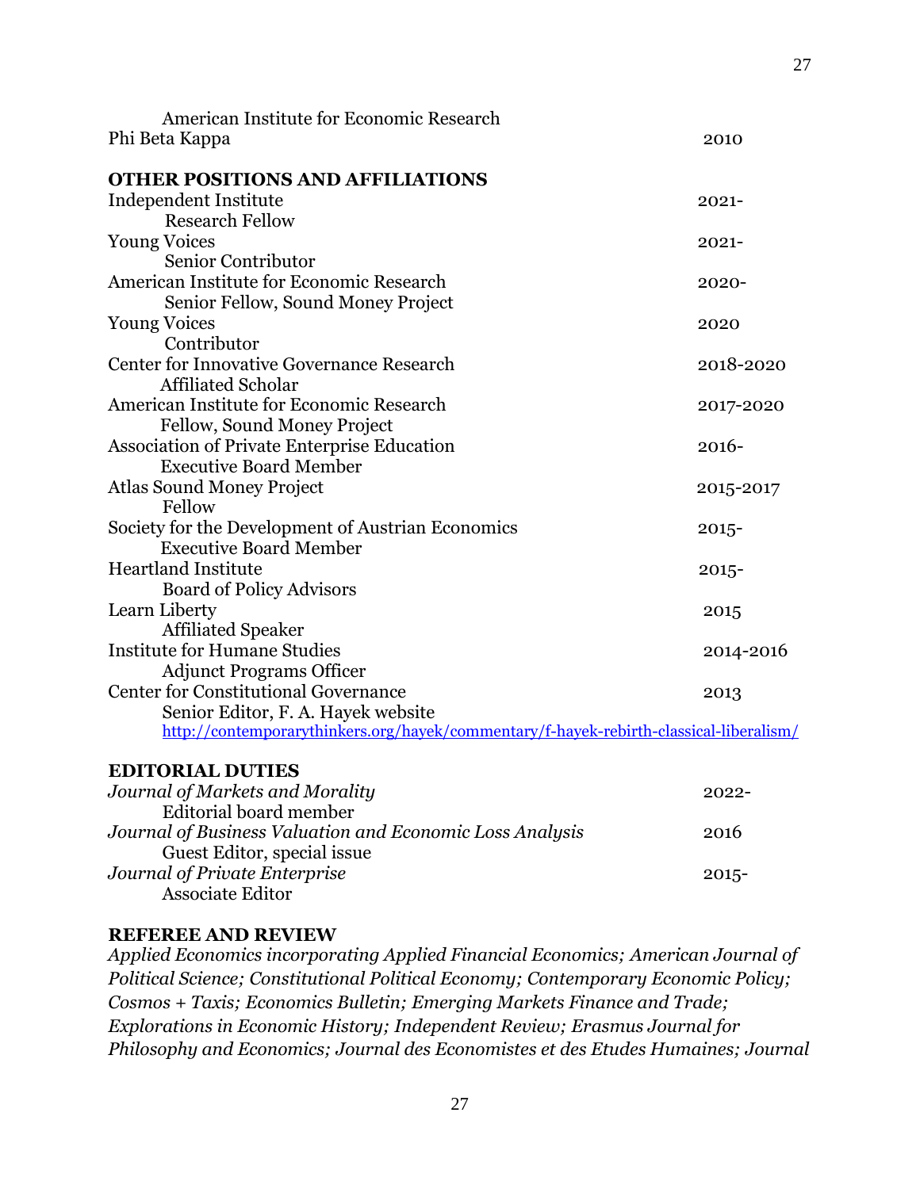American Institute for Economic Research

Phi Beta Kappa 2010

## OTHER POSITIONS AND AFFILIATIONS

Independent Institute 2021-
Research Fellow

Young Voices 2021-
Senior Contributor

American Institute for Economic Research 2020-
Senior Fellow, Sound Money Project

Young Voices 2020
Contributor

Center for Innovative Governance Research 2018-2020
Affiliated Scholar

American Institute for Economic Research 2017-2020
Fellow, Sound Money Project

Association of Private Enterprise Education 2016-
Executive Board Member

Atlas Sound Money Project 2015-2017
Fellow

Society for the Development of Austrian Economics 2015-
Executive Board Member

Heartland Institute 2015-
Board of Policy Advisors

Learn Liberty 2015
Affiliated Speaker

Institute for Humane Studies 2014-2016
Adjunct Programs Officer

Center for Constitutional Governance 2013
Senior Editor, F. A. Hayek website
http://contemporarythinkers.org/hayek/commentary/f-hayek-rebirth-classical-liberalism/

## EDITORIAL DUTIES

*Journal of Markets and Morality* 2022-
Editorial board member

*Journal of Business Valuation and Economic Loss Analysis* 2016
Guest Editor, special issue

*Journal of Private Enterprise* 2015-
Associate Editor

## REFEREE AND REVIEW

*Applied Economics incorporating Applied Financial Economics; American Journal of Political Science; Constitutional Political Economy; Contemporary Economic Policy; Cosmos + Taxis; Economics Bulletin; Emerging Markets Finance and Trade; Explorations in Economic History; Independent Review; Erasmus Journal for Philosophy and Economics; Journal des Economistes et des Etudes Humaines; Journal*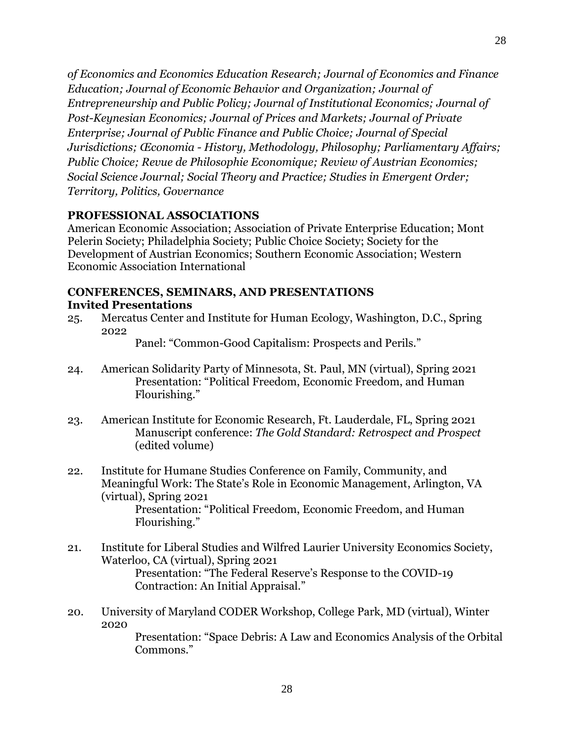*of Economics and Economics Education Research; Journal of Economics and Finance Education; Journal of Economic Behavior and Organization; Journal of Entrepreneurship and Public Policy; Journal of Institutional Economics; Journal of Post-Keynesian Economics; Journal of Prices and Markets; Journal of Private Enterprise; Journal of Public Finance and Public Choice; Journal of Special Jurisdictions; Œconomia - History, Methodology, Philosophy; Parliamentary Affairs; Public Choice; Revue de Philosophie Economique; Review of Austrian Economics; Social Science Journal; Social Theory and Practice; Studies in Emergent Order; Territory, Politics, Governance*

## PROFESSIONAL ASSOCIATIONS

American Economic Association; Association of Private Enterprise Education; Mont Pelerin Society; Philadelphia Society; Public Choice Society; Society for the Development of Austrian Economics; Southern Economic Association; Western Economic Association International

## CONFERENCES, SEMINARS, AND PRESENTATIONS

### Invited Presentations

25. Mercatus Center and Institute for Human Ecology, Washington, D.C., Spring 2022
    Panel: "Common-Good Capitalism: Prospects and Perils."

24. American Solidarity Party of Minnesota, St. Paul, MN (virtual), Spring 2021
    Presentation: "Political Freedom, Economic Freedom, and Human Flourishing."

23. American Institute for Economic Research, Ft. Lauderdale, FL, Spring 2021
    Manuscript conference: *The Gold Standard: Retrospect and Prospect* (edited volume)

22. Institute for Humane Studies Conference on Family, Community, and Meaningful Work: The State's Role in Economic Management, Arlington, VA (virtual), Spring 2021
    Presentation: "Political Freedom, Economic Freedom, and Human Flourishing."

21. Institute for Liberal Studies and Wilfred Laurier University Economics Society, Waterloo, CA (virtual), Spring 2021
    Presentation: "The Federal Reserve's Response to the COVID-19 Contraction: An Initial Appraisal."

20. University of Maryland CODER Workshop, College Park, MD (virtual), Winter 2020
    Presentation: "Space Debris: A Law and Economics Analysis of the Orbital Commons."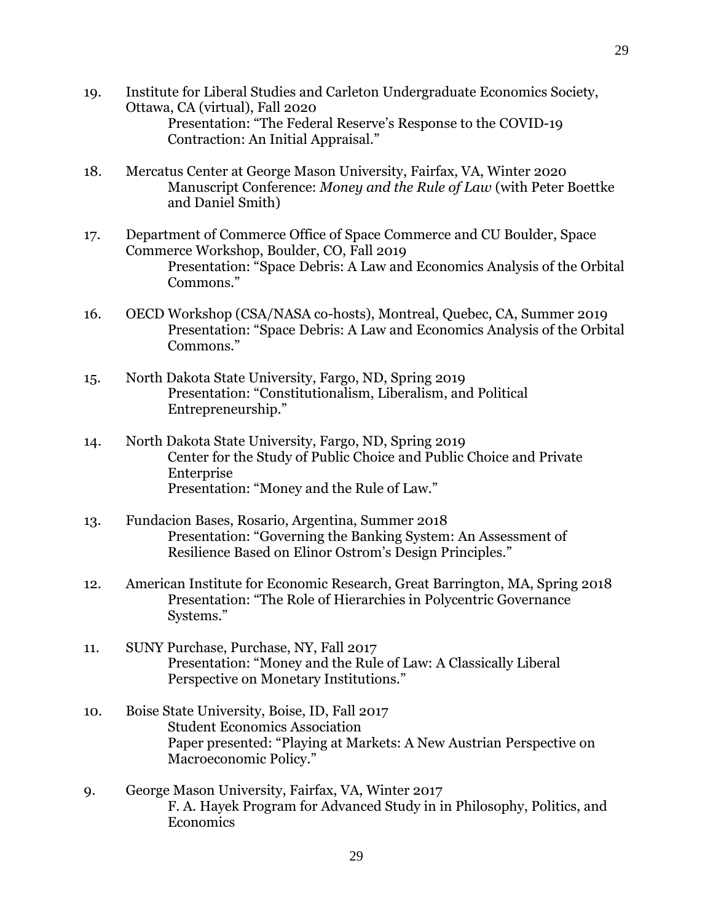19. Institute for Liberal Studies and Carleton Undergraduate Economics Society, Ottawa, CA (virtual), Fall 2020
    Presentation: "The Federal Reserve's Response to the COVID-19 Contraction: An Initial Appraisal."

18. Mercatus Center at George Mason University, Fairfax, VA, Winter 2020
    Manuscript Conference: *Money and the Rule of Law* (with Peter Boettke and Daniel Smith)

17. Department of Commerce Office of Space Commerce and CU Boulder, Space Commerce Workshop, Boulder, CO, Fall 2019
    Presentation: "Space Debris: A Law and Economics Analysis of the Orbital Commons."

16. OECD Workshop (CSA/NASA co-hosts), Montreal, Quebec, CA, Summer 2019
    Presentation: "Space Debris: A Law and Economics Analysis of the Orbital Commons."

15. North Dakota State University, Fargo, ND, Spring 2019
    Presentation: "Constitutionalism, Liberalism, and Political Entrepreneurship."

14. North Dakota State University, Fargo, ND, Spring 2019
    Center for the Study of Public Choice and Public Choice and Private Enterprise
    Presentation: "Money and the Rule of Law."

13. Fundacion Bases, Rosario, Argentina, Summer 2018
    Presentation: "Governing the Banking System: An Assessment of Resilience Based on Elinor Ostrom's Design Principles."

12. American Institute for Economic Research, Great Barrington, MA, Spring 2018
    Presentation: "The Role of Hierarchies in Polycentric Governance Systems."

11. SUNY Purchase, Purchase, NY, Fall 2017
    Presentation: "Money and the Rule of Law: A Classically Liberal Perspective on Monetary Institutions."

10. Boise State University, Boise, ID, Fall 2017
    Student Economics Association
    Paper presented: "Playing at Markets: A New Austrian Perspective on Macroeconomic Policy."

9. George Mason University, Fairfax, VA, Winter 2017
    F. A. Hayek Program for Advanced Study in in Philosophy, Politics, and Economics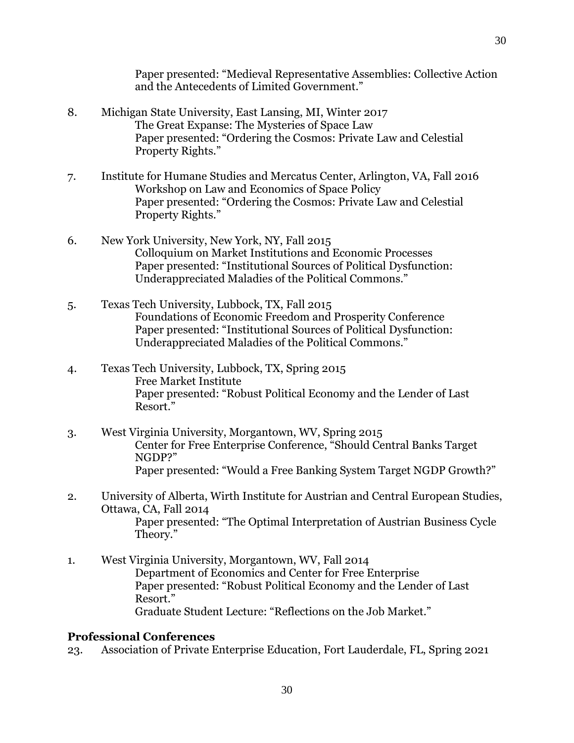Paper presented: "Medieval Representative Assemblies: Collective Action and the Antecedents of Limited Government."

8. Michigan State University, East Lansing, MI, Winter 2017
   The Great Expanse: The Mysteries of Space Law
   Paper presented: "Ordering the Cosmos: Private Law and Celestial Property Rights."

7. Institute for Humane Studies and Mercatus Center, Arlington, VA, Fall 2016
   Workshop on Law and Economics of Space Policy
   Paper presented: "Ordering the Cosmos: Private Law and Celestial Property Rights."

6. New York University, New York, NY, Fall 2015
   Colloquium on Market Institutions and Economic Processes
   Paper presented: "Institutional Sources of Political Dysfunction: Underappreciated Maladies of the Political Commons."

5. Texas Tech University, Lubbock, TX, Fall 2015
   Foundations of Economic Freedom and Prosperity Conference
   Paper presented: "Institutional Sources of Political Dysfunction: Underappreciated Maladies of the Political Commons."

4. Texas Tech University, Lubbock, TX, Spring 2015
   Free Market Institute
   Paper presented: "Robust Political Economy and the Lender of Last Resort."

3. West Virginia University, Morgantown, WV, Spring 2015
   Center for Free Enterprise Conference, "Should Central Banks Target NGDP?"
   Paper presented: "Would a Free Banking System Target NGDP Growth?"

2. University of Alberta, Wirth Institute for Austrian and Central European Studies, Ottawa, CA, Fall 2014
   Paper presented: "The Optimal Interpretation of Austrian Business Cycle Theory."

1. West Virginia University, Morgantown, WV, Fall 2014
   Department of Economics and Center for Free Enterprise
   Paper presented: "Robust Political Economy and the Lender of Last Resort."
   Graduate Student Lecture: "Reflections on the Job Market."

**Professional Conferences**

23. Association of Private Enterprise Education, Fort Lauderdale, FL, Spring 2021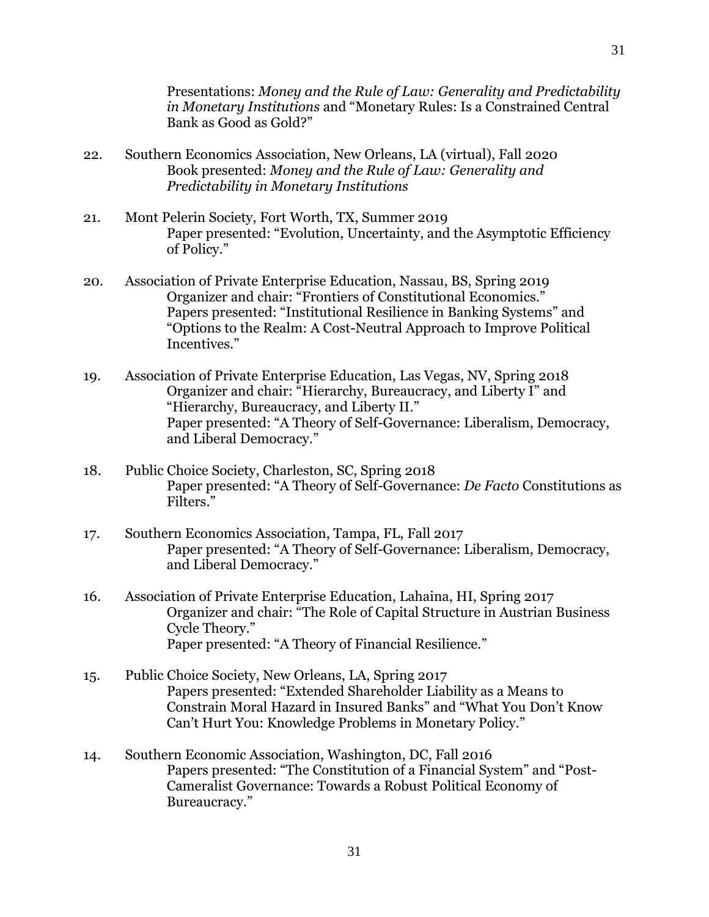Presentations: *Money and the Rule of Law: Generality and Predictability in Monetary Institutions* and "Monetary Rules: Is a Constrained Central Bank as Good as Gold?"

22. Southern Economics Association, New Orleans, LA (virtual), Fall 2020
    Book presented: *Money and the Rule of Law: Generality and Predictability in Monetary Institutions*

21. Mont Pelerin Society, Fort Worth, TX, Summer 2019
    Paper presented: "Evolution, Uncertainty, and the Asymptotic Efficiency of Policy."

20. Association of Private Enterprise Education, Nassau, BS, Spring 2019
    Organizer and chair: "Frontiers of Constitutional Economics."
    Papers presented: "Institutional Resilience in Banking Systems" and "Options to the Realm: A Cost-Neutral Approach to Improve Political Incentives."

19. Association of Private Enterprise Education, Las Vegas, NV, Spring 2018
    Organizer and chair: "Hierarchy, Bureaucracy, and Liberty I" and "Hierarchy, Bureaucracy, and Liberty II."
    Paper presented: "A Theory of Self-Governance: Liberalism, Democracy, and Liberal Democracy."

18. Public Choice Society, Charleston, SC, Spring 2018
    Paper presented: "A Theory of Self-Governance: *De Facto* Constitutions as Filters."

17. Southern Economics Association, Tampa, FL, Fall 2017
    Paper presented: "A Theory of Self-Governance: Liberalism, Democracy, and Liberal Democracy."

16. Association of Private Enterprise Education, Lahaina, HI, Spring 2017
    Organizer and chair: "The Role of Capital Structure in Austrian Business Cycle Theory."
    Paper presented: "A Theory of Financial Resilience."

15. Public Choice Society, New Orleans, LA, Spring 2017
    Papers presented: "Extended Shareholder Liability as a Means to Constrain Moral Hazard in Insured Banks" and "What You Don't Know Can't Hurt You: Knowledge Problems in Monetary Policy."

14. Southern Economic Association, Washington, DC, Fall 2016
    Papers presented: "The Constitution of a Financial System" and "Post-Cameralist Governance: Towards a Robust Political Economy of Bureaucracy."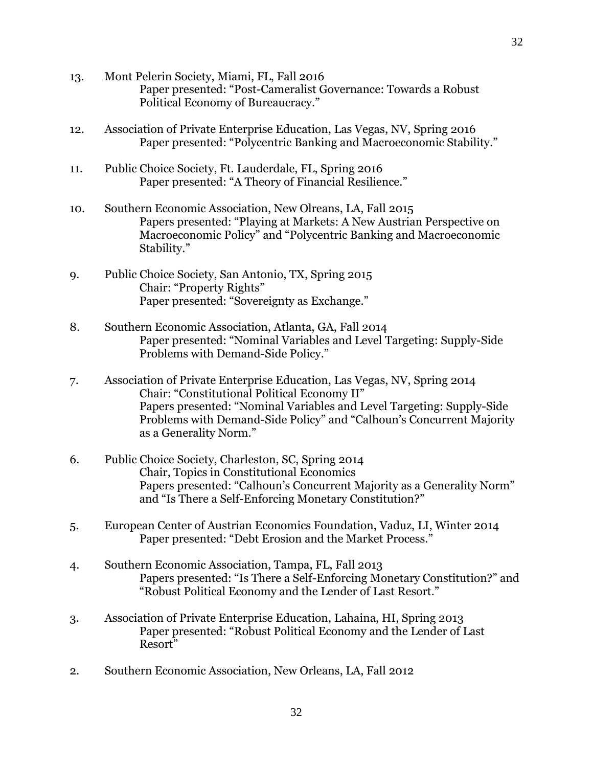13. Mont Pelerin Society, Miami, FL, Fall 2016
    Paper presented: “Post-Cameralist Governance: Towards a Robust Political Economy of Bureaucracy.”

12. Association of Private Enterprise Education, Las Vegas, NV, Spring 2016
    Paper presented: “Polycentric Banking and Macroeconomic Stability.”

11. Public Choice Society, Ft. Lauderdale, FL, Spring 2016
    Paper presented: “A Theory of Financial Resilience.”

10. Southern Economic Association, New Olreans, LA, Fall 2015
    Papers presented: “Playing at Markets: A New Austrian Perspective on Macroeconomic Policy” and “Polycentric Banking and Macroeconomic Stability.”

9. Public Choice Society, San Antonio, TX, Spring 2015
    Chair: “Property Rights”
    Paper presented: “Sovereignty as Exchange.”

8. Southern Economic Association, Atlanta, GA, Fall 2014
    Paper presented: “Nominal Variables and Level Targeting: Supply-Side Problems with Demand-Side Policy.”

7. Association of Private Enterprise Education, Las Vegas, NV, Spring 2014
    Chair: “Constitutional Political Economy II”
    Papers presented: “Nominal Variables and Level Targeting: Supply-Side Problems with Demand-Side Policy” and “Calhoun’s Concurrent Majority as a Generality Norm.”

6. Public Choice Society, Charleston, SC, Spring 2014
    Chair, Topics in Constitutional Economics
    Papers presented: “Calhoun’s Concurrent Majority as a Generality Norm” and “Is There a Self-Enforcing Monetary Constitution?”

5. European Center of Austrian Economics Foundation, Vaduz, LI, Winter 2014
    Paper presented: “Debt Erosion and the Market Process.”

4. Southern Economic Association, Tampa, FL, Fall 2013
    Papers presented: “Is There a Self-Enforcing Monetary Constitution?” and “Robust Political Economy and the Lender of Last Resort.”

3. Association of Private Enterprise Education, Lahaina, HI, Spring 2013
    Paper presented: “Robust Political Economy and the Lender of Last Resort”

2. Southern Economic Association, New Orleans, LA, Fall 2012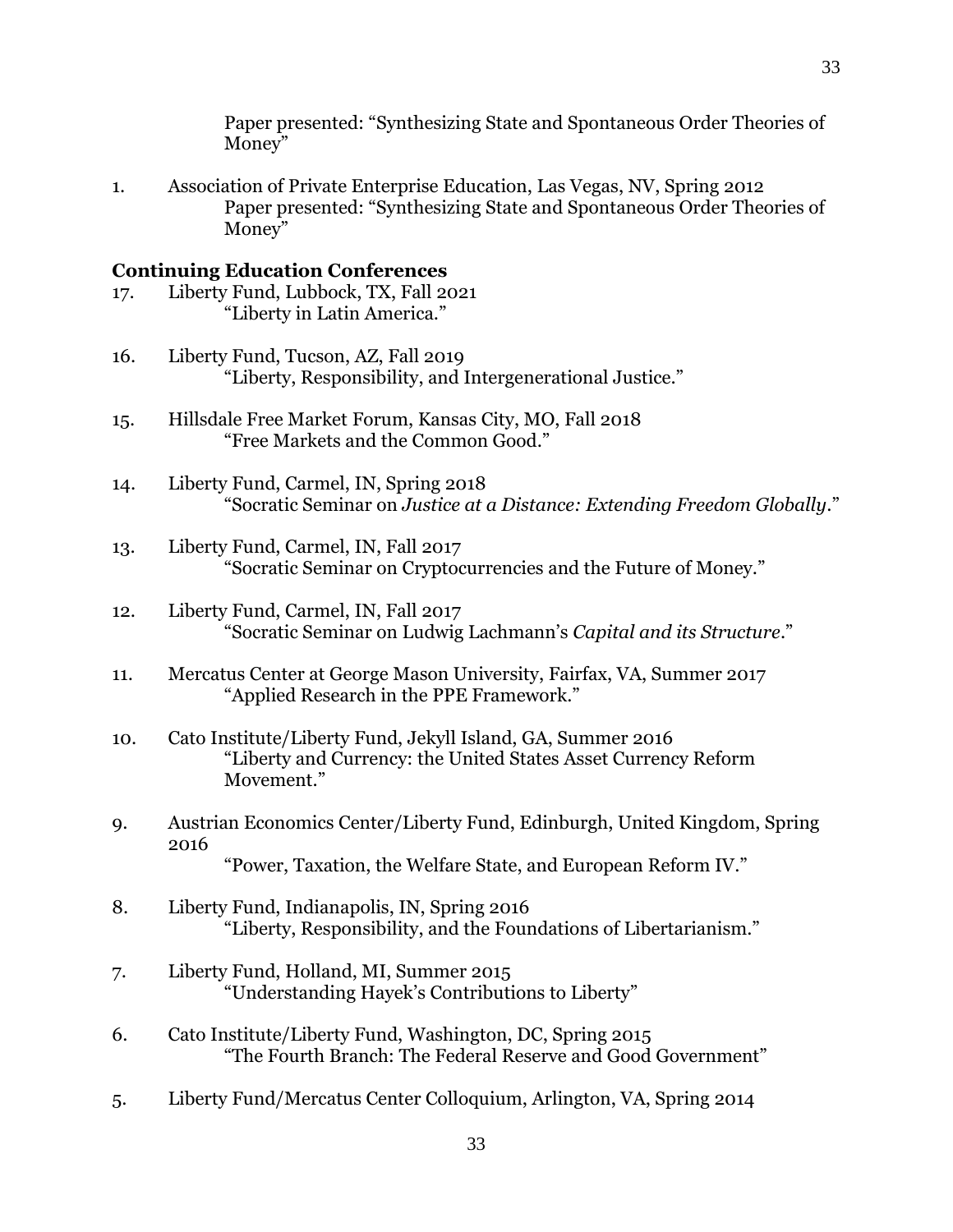Paper presented: "Synthesizing State and Spontaneous Order Theories of Money"

1. Association of Private Enterprise Education, Las Vegas, NV, Spring 2012
   Paper presented: "Synthesizing State and Spontaneous Order Theories of Money"

**Continuing Education Conferences**

17. Liberty Fund, Lubbock, TX, Fall 2021
    "Liberty in Latin America."

16. Liberty Fund, Tucson, AZ, Fall 2019
    "Liberty, Responsibility, and Intergenerational Justice."

15. Hillsdale Free Market Forum, Kansas City, MO, Fall 2018
    "Free Markets and the Common Good."

14. Liberty Fund, Carmel, IN, Spring 2018
    "Socratic Seminar on *Justice at a Distance: Extending Freedom Globally*."

13. Liberty Fund, Carmel, IN, Fall 2017
    "Socratic Seminar on Cryptocurrencies and the Future of Money."

12. Liberty Fund, Carmel, IN, Fall 2017
    "Socratic Seminar on Ludwig Lachmann's *Capital and its Structure*."

11. Mercatus Center at George Mason University, Fairfax, VA, Summer 2017
    "Applied Research in the PPE Framework."

10. Cato Institute/Liberty Fund, Jekyll Island, GA, Summer 2016
    "Liberty and Currency: the United States Asset Currency Reform Movement."

9. Austrian Economics Center/Liberty Fund, Edinburgh, United Kingdom, Spring 2016
   "Power, Taxation, the Welfare State, and European Reform IV."

8. Liberty Fund, Indianapolis, IN, Spring 2016
   "Liberty, Responsibility, and the Foundations of Libertarianism."

7. Liberty Fund, Holland, MI, Summer 2015
   "Understanding Hayek's Contributions to Liberty"

6. Cato Institute/Liberty Fund, Washington, DC, Spring 2015
   "The Fourth Branch: The Federal Reserve and Good Government"

5. Liberty Fund/Mercatus Center Colloquium, Arlington, VA, Spring 2014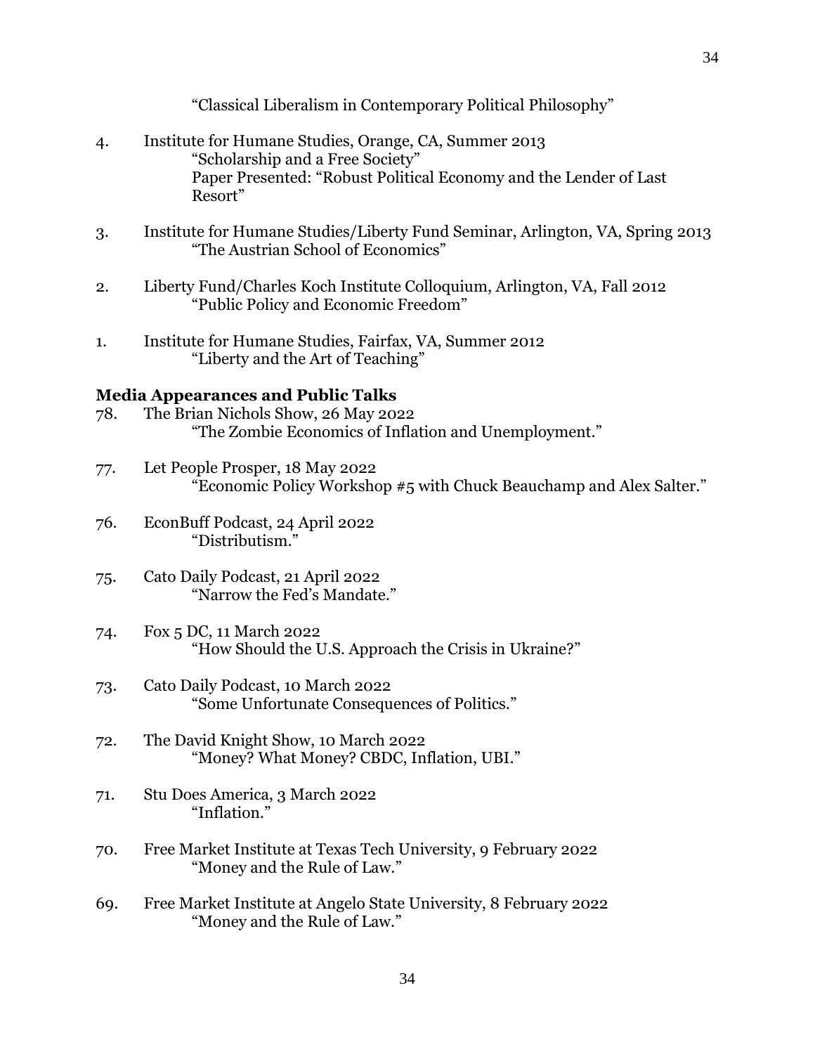"Classical Liberalism in Contemporary Political Philosophy"

4. Institute for Humane Studies, Orange, CA, Summer 2013
   "Scholarship and a Free Society"
   Paper Presented: "Robust Political Economy and the Lender of Last Resort"

3. Institute for Humane Studies/Liberty Fund Seminar, Arlington, VA, Spring 2013
   "The Austrian School of Economics"

2. Liberty Fund/Charles Koch Institute Colloquium, Arlington, VA, Fall 2012
   "Public Policy and Economic Freedom"

1. Institute for Humane Studies, Fairfax, VA, Summer 2012
   "Liberty and the Art of Teaching"

**Media Appearances and Public Talks**

78. The Brian Nichols Show, 26 May 2022
    "The Zombie Economics of Inflation and Unemployment."

77. Let People Prosper, 18 May 2022
    "Economic Policy Workshop #5 with Chuck Beauchamp and Alex Salter."

76. EconBuff Podcast, 24 April 2022
    "Distributism."

75. Cato Daily Podcast, 21 April 2022
    "Narrow the Fed's Mandate."

74. Fox 5 DC, 11 March 2022
    "How Should the U.S. Approach the Crisis in Ukraine?"

73. Cato Daily Podcast, 10 March 2022
    "Some Unfortunate Consequences of Politics."

72. The David Knight Show, 10 March 2022
    "Money? What Money? CBDC, Inflation, UBI."

71. Stu Does America, 3 March 2022
    "Inflation."

70. Free Market Institute at Texas Tech University, 9 February 2022
    "Money and the Rule of Law."

69. Free Market Institute at Angelo State University, 8 February 2022
    "Money and the Rule of Law."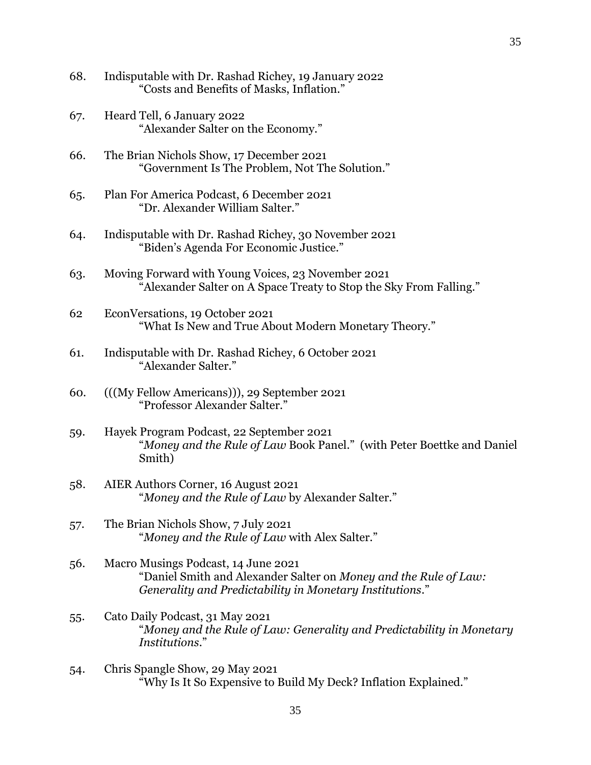68. Indisputable with Dr. Rashad Richey, 19 January 2022
"Costs and Benefits of Masks, Inflation."

67. Heard Tell, 6 January 2022
"Alexander Salter on the Economy."

66. The Brian Nichols Show, 17 December 2021
"Government Is The Problem, Not The Solution."

65. Plan For America Podcast, 6 December 2021
"Dr. Alexander William Salter."

64. Indisputable with Dr. Rashad Richey, 30 November 2021
"Biden's Agenda For Economic Justice."

63. Moving Forward with Young Voices, 23 November 2021
"Alexander Salter on A Space Treaty to Stop the Sky From Falling."

62 EconVersations, 19 October 2021
"What Is New and True About Modern Monetary Theory."

61. Indisputable with Dr. Rashad Richey, 6 October 2021
"Alexander Salter."

60. (((My Fellow Americans))), 29 September 2021
"Professor Alexander Salter."

59. Hayek Program Podcast, 22 September 2021
"*Money and the Rule of Law* Book Panel." (with Peter Boettke and Daniel Smith)

58. AIER Authors Corner, 16 August 2021
"*Money and the Rule of Law* by Alexander Salter."

57. The Brian Nichols Show, 7 July 2021
"*Money and the Rule of Law* with Alex Salter."

56. Macro Musings Podcast, 14 June 2021
"Daniel Smith and Alexander Salter on *Money and the Rule of Law: Generality and Predictability in Monetary Institutions*."

55. Cato Daily Podcast, 31 May 2021
"*Money and the Rule of Law: Generality and Predictability in Monetary Institutions*."

54. Chris Spangle Show, 29 May 2021
"Why Is It So Expensive to Build My Deck? Inflation Explained."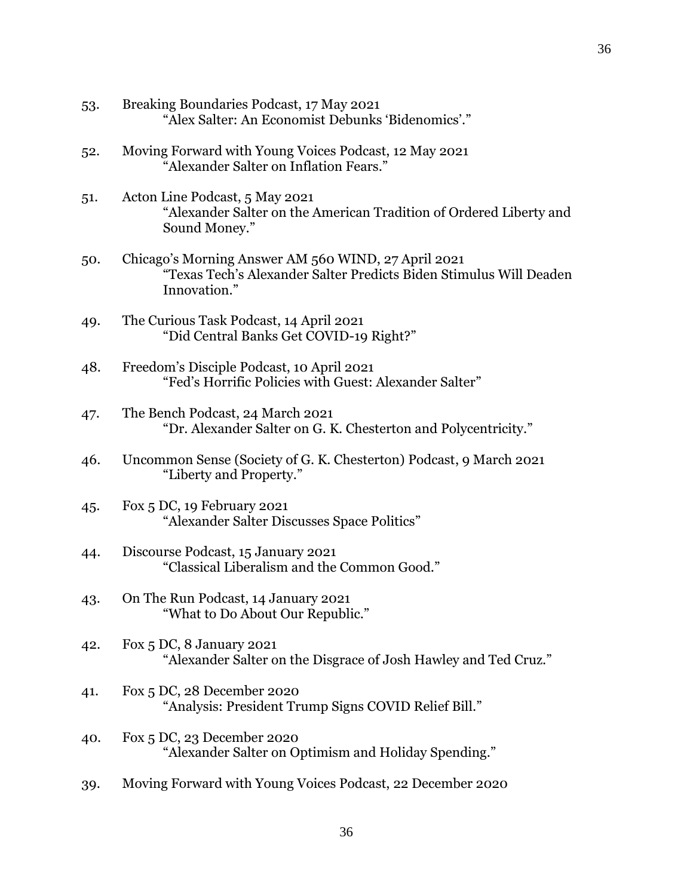53. Breaking Boundaries Podcast, 17 May 2021
    "Alex Salter: An Economist Debunks 'Bidenomics'."

52. Moving Forward with Young Voices Podcast, 12 May 2021
    "Alexander Salter on Inflation Fears."

51. Acton Line Podcast, 5 May 2021
    "Alexander Salter on the American Tradition of Ordered Liberty and Sound Money."

50. Chicago's Morning Answer AM 560 WIND, 27 April 2021
    "Texas Tech's Alexander Salter Predicts Biden Stimulus Will Deaden Innovation."

49. The Curious Task Podcast, 14 April 2021
    "Did Central Banks Get COVID-19 Right?"

48. Freedom's Disciple Podcast, 10 April 2021
    "Fed's Horrific Policies with Guest: Alexander Salter"

47. The Bench Podcast, 24 March 2021
    "Dr. Alexander Salter on G. K. Chesterton and Polycentricity."

46. Uncommon Sense (Society of G. K. Chesterton) Podcast, 9 March 2021
    "Liberty and Property."

45. Fox 5 DC, 19 February 2021
    "Alexander Salter Discusses Space Politics"

44. Discourse Podcast, 15 January 2021
    "Classical Liberalism and the Common Good."

43. On The Run Podcast, 14 January 2021
    "What to Do About Our Republic."

42. Fox 5 DC, 8 January 2021
    "Alexander Salter on the Disgrace of Josh Hawley and Ted Cruz."

41. Fox 5 DC, 28 December 2020
    "Analysis: President Trump Signs COVID Relief Bill."

40. Fox 5 DC, 23 December 2020
    "Alexander Salter on Optimism and Holiday Spending."

39. Moving Forward with Young Voices Podcast, 22 December 2020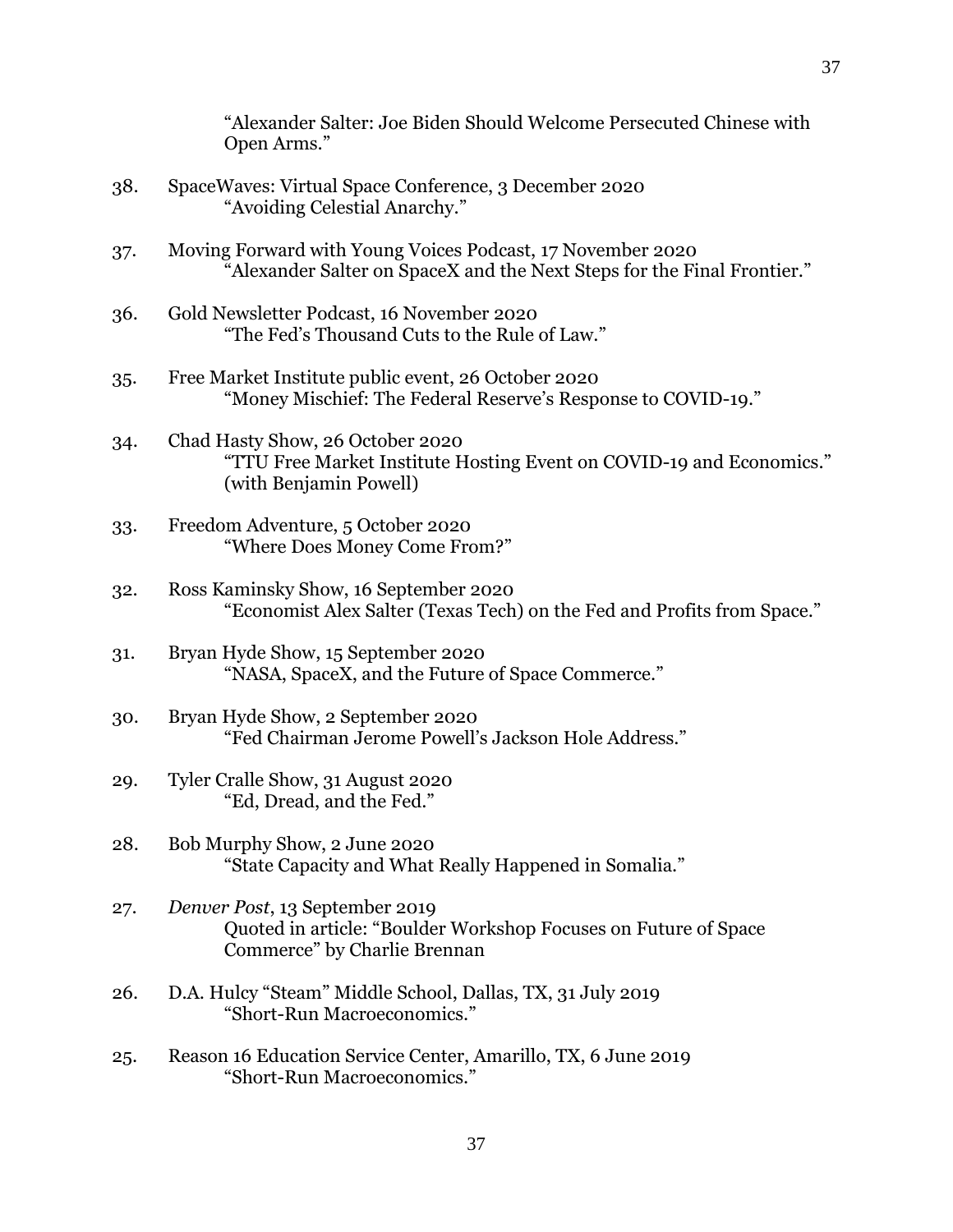"Alexander Salter: Joe Biden Should Welcome Persecuted Chinese with Open Arms."

38. SpaceWaves: Virtual Space Conference, 3 December 2020
    "Avoiding Celestial Anarchy."

37. Moving Forward with Young Voices Podcast, 17 November 2020
    "Alexander Salter on SpaceX and the Next Steps for the Final Frontier."

36. Gold Newsletter Podcast, 16 November 2020
    "The Fed's Thousand Cuts to the Rule of Law."

35. Free Market Institute public event, 26 October 2020
    "Money Mischief: The Federal Reserve's Response to COVID-19."

34. Chad Hasty Show, 26 October 2020
    "TTU Free Market Institute Hosting Event on COVID-19 and Economics." (with Benjamin Powell)

33. Freedom Adventure, 5 October 2020
    "Where Does Money Come From?"

32. Ross Kaminsky Show, 16 September 2020
    "Economist Alex Salter (Texas Tech) on the Fed and Profits from Space."

31. Bryan Hyde Show, 15 September 2020
    "NASA, SpaceX, and the Future of Space Commerce."

30. Bryan Hyde Show, 2 September 2020
    "Fed Chairman Jerome Powell's Jackson Hole Address."

29. Tyler Cralle Show, 31 August 2020
    "Ed, Dread, and the Fed."

28. Bob Murphy Show, 2 June 2020
    "State Capacity and What Really Happened in Somalia."

27. *Denver Post*, 13 September 2019
    Quoted in article: "Boulder Workshop Focuses on Future of Space Commerce" by Charlie Brennan

26. D.A. Hulcy "Steam" Middle School, Dallas, TX, 31 July 2019
    "Short-Run Macroeconomics."

25. Reason 16 Education Service Center, Amarillo, TX, 6 June 2019
    "Short-Run Macroeconomics."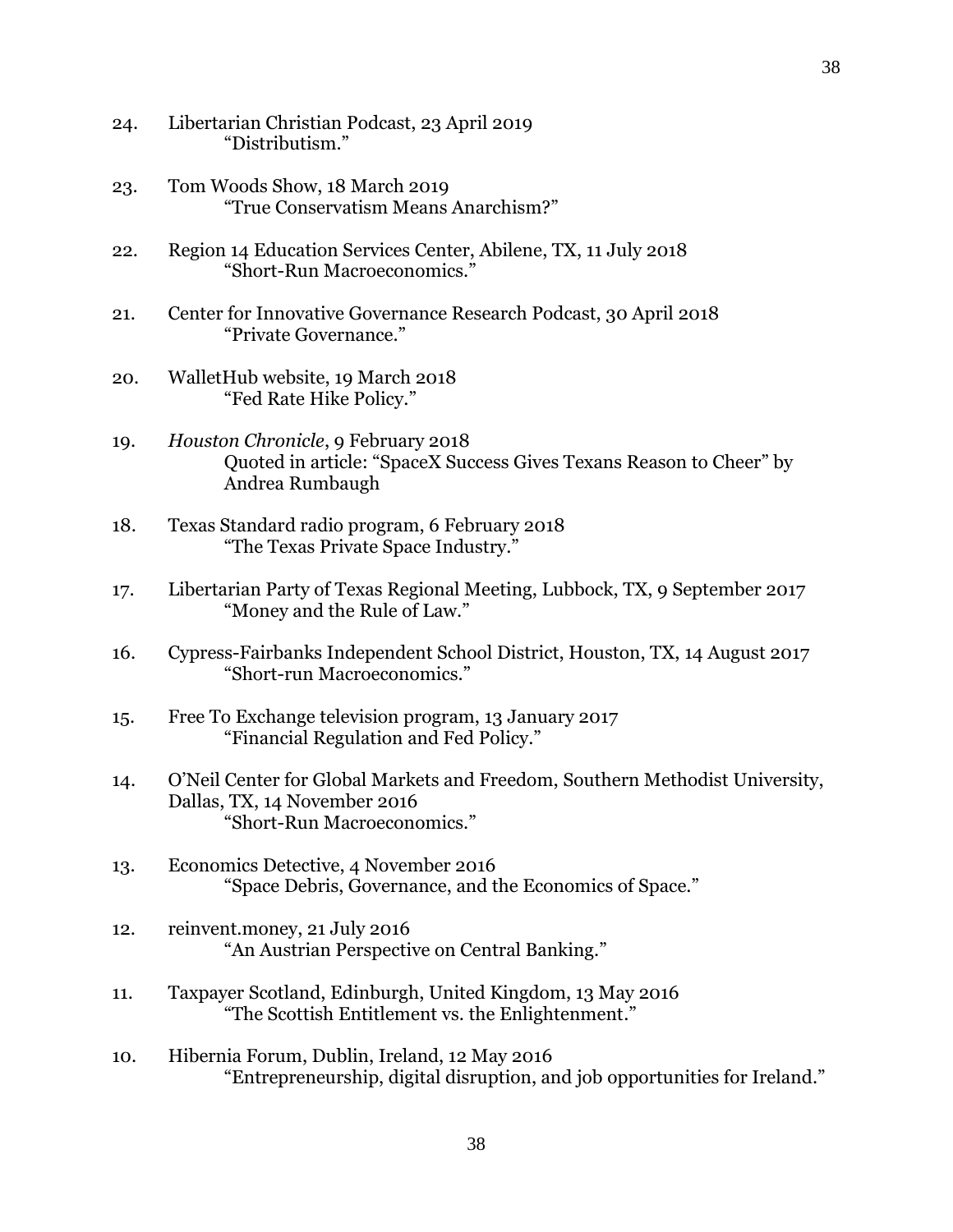24. Libertarian Christian Podcast, 23 April 2019
    "Distributism."

23. Tom Woods Show, 18 March 2019
    "True Conservatism Means Anarchism?"

22. Region 14 Education Services Center, Abilene, TX, 11 July 2018
    "Short-Run Macroeconomics."

21. Center for Innovative Governance Research Podcast, 30 April 2018
    "Private Governance."

20. WalletHub website, 19 March 2018
    "Fed Rate Hike Policy."

19. *Houston Chronicle*, 9 February 2018
    Quoted in article: "SpaceX Success Gives Texans Reason to Cheer" by Andrea Rumbaugh

18. Texas Standard radio program, 6 February 2018
    "The Texas Private Space Industry."

17. Libertarian Party of Texas Regional Meeting, Lubbock, TX, 9 September 2017
    "Money and the Rule of Law."

16. Cypress-Fairbanks Independent School District, Houston, TX, 14 August 2017
    "Short-run Macroeconomics."

15. Free To Exchange television program, 13 January 2017
    "Financial Regulation and Fed Policy."

14. O'Neil Center for Global Markets and Freedom, Southern Methodist University, Dallas, TX, 14 November 2016
    "Short-Run Macroeconomics."

13. Economics Detective, 4 November 2016
    "Space Debris, Governance, and the Economics of Space."

12. reinvent.money, 21 July 2016
    "An Austrian Perspective on Central Banking."

11. Taxpayer Scotland, Edinburgh, United Kingdom, 13 May 2016
    "The Scottish Entitlement vs. the Enlightenment."

10. Hibernia Forum, Dublin, Ireland, 12 May 2016
    "Entrepreneurship, digital disruption, and job opportunities for Ireland."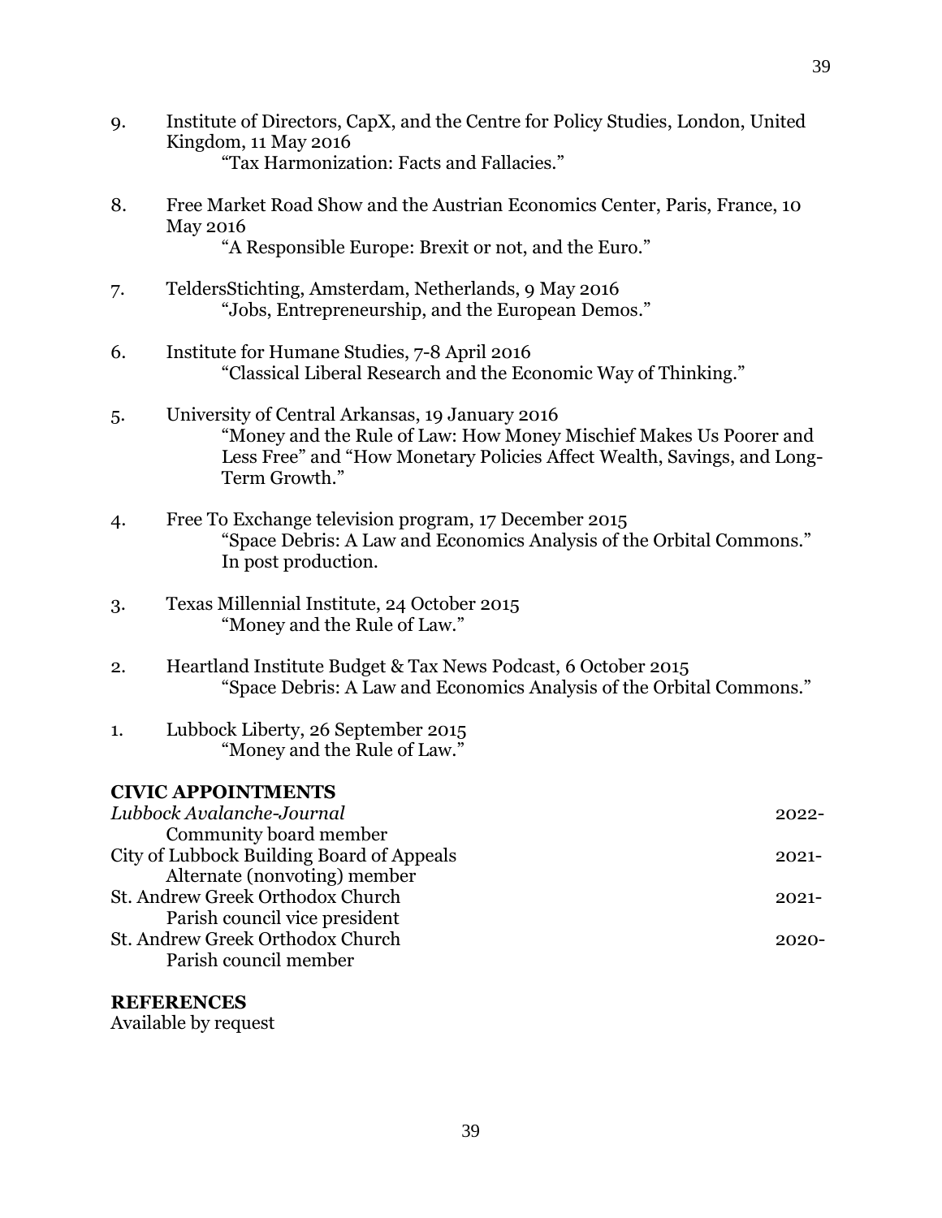9. Institute of Directors, CapX, and the Centre for Policy Studies, London, United Kingdom, 11 May 2016
   "Tax Harmonization: Facts and Fallacies."

8. Free Market Road Show and the Austrian Economics Center, Paris, France, 10 May 2016
   "A Responsible Europe: Brexit or not, and the Euro."

7. TeldersStichting, Amsterdam, Netherlands, 9 May 2016
   "Jobs, Entrepreneurship, and the European Demos."

6. Institute for Humane Studies, 7-8 April 2016
   "Classical Liberal Research and the Economic Way of Thinking."

5. University of Central Arkansas, 19 January 2016
   "Money and the Rule of Law: How Money Mischief Makes Us Poorer and Less Free" and "How Monetary Policies Affect Wealth, Savings, and Long-Term Growth."

4. Free To Exchange television program, 17 December 2015
   "Space Debris: A Law and Economics Analysis of the Orbital Commons." In post production.

3. Texas Millennial Institute, 24 October 2015
   "Money and the Rule of Law."

2. Heartland Institute Budget & Tax News Podcast, 6 October 2015
   "Space Debris: A Law and Economics Analysis of the Orbital Commons."

1. Lubbock Liberty, 26 September 2015
   "Money and the Rule of Law."

**CIVIC APPOINTMENTS**

*Lubbock Avalanche-Journal* 2022-
   Community board member
City of Lubbock Building Board of Appeals 2021-
   Alternate (nonvoting) member
St. Andrew Greek Orthodox Church 2021-
   Parish council vice president
St. Andrew Greek Orthodox Church 2020-
   Parish council member

**REFERENCES**

Available by request